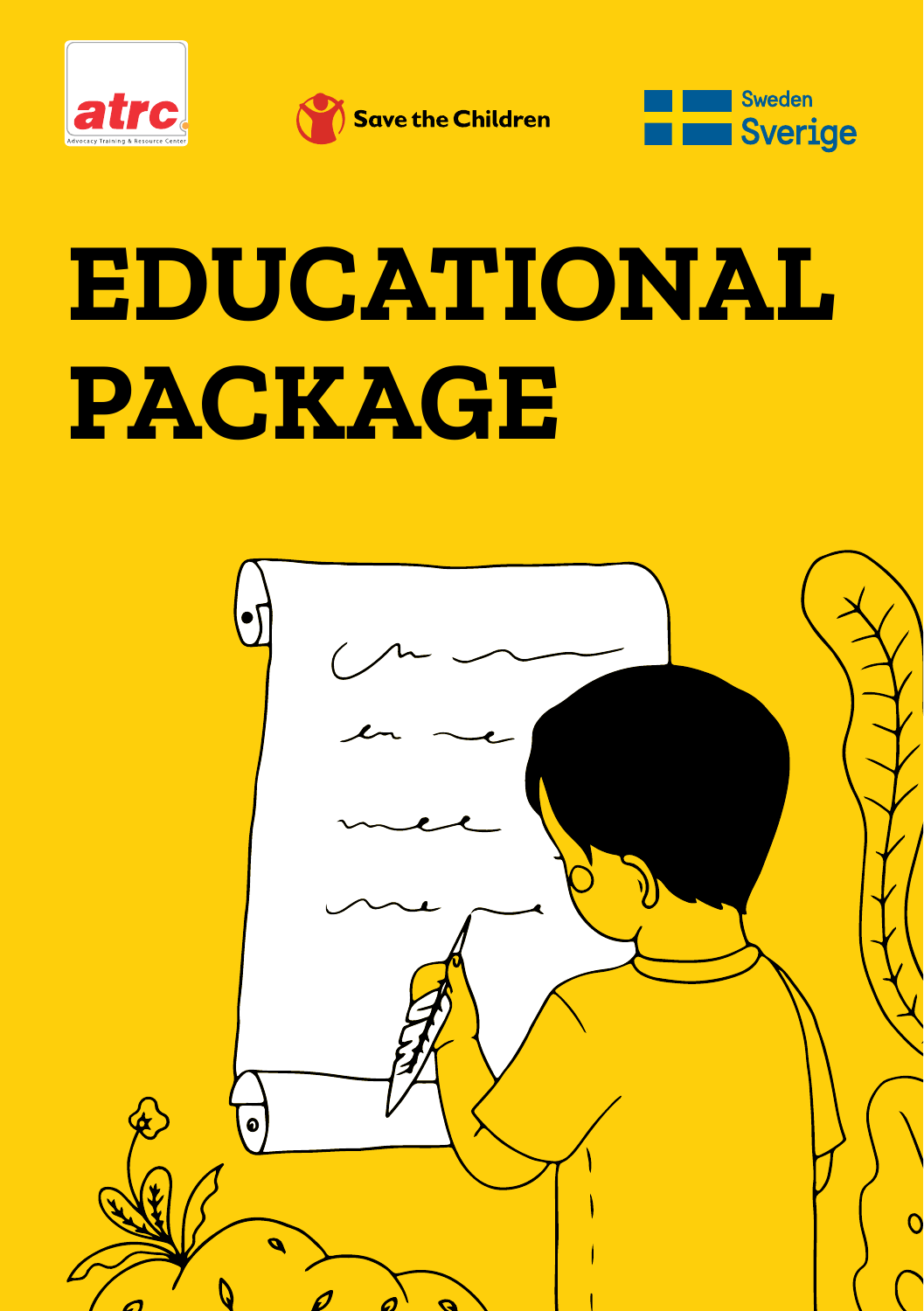atrc
Advocacy Training & Resource Center

Save the Children

Sweden
Sverige

# EDUCATIONAL PACKAGE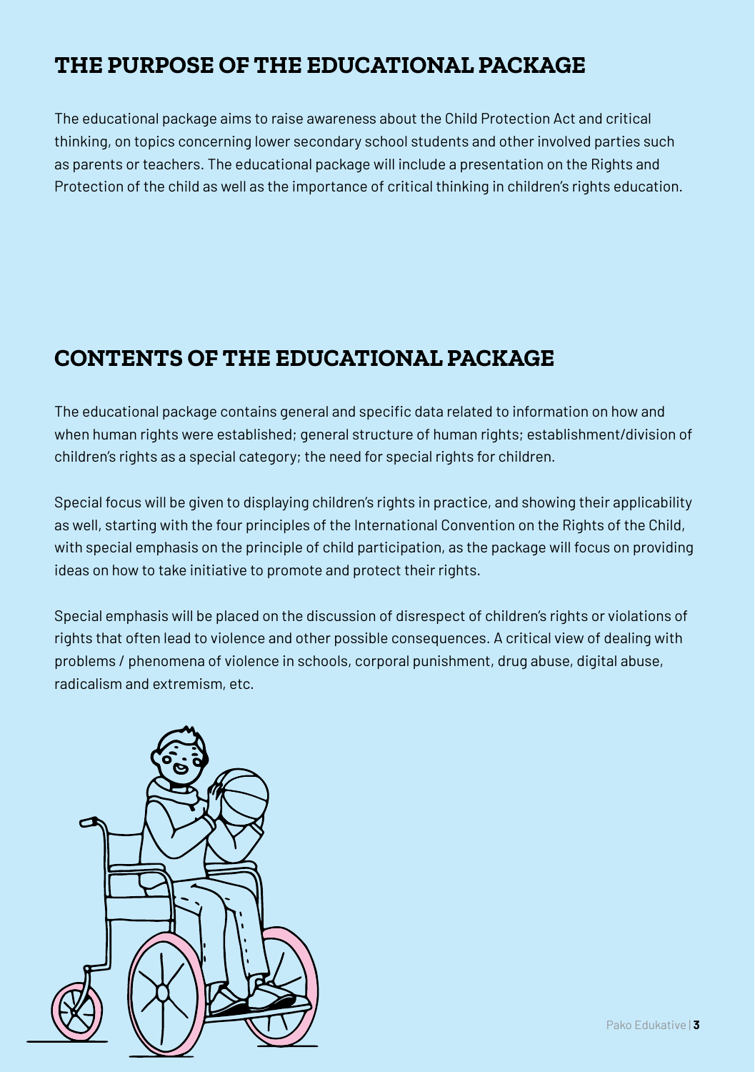## THE PURPOSE OF THE EDUCATIONAL PACKAGE

The educational package aims to raise awareness about the Child Protection Act and critical thinking, on topics concerning lower secondary school students and other involved parties such as parents or teachers. The educational package will include a presentation on the Rights and Protection of the child as well as the importance of critical thinking in children's rights education.

## CONTENTS OF THE EDUCATIONAL PACKAGE

The educational package contains general and specific data related to information on how and when human rights were established; general structure of human rights; establishment/division of children's rights as a special category; the need for special rights for children.

Special focus will be given to displaying children's rights in practice, and showing their applicability as well, starting with the four principles of the International Convention on the Rights of the Child, with special emphasis on the principle of child participation, as the package will focus on providing ideas on how to take initiative to promote and protect their rights.

Special emphasis will be placed on the discussion of disrespect of children's rights or violations of rights that often lead to violence and other possible consequences. A critical view of dealing with problems / phenomena of violence in schools, corporal punishment, drug abuse, digital abuse, radicalism and extremism, etc.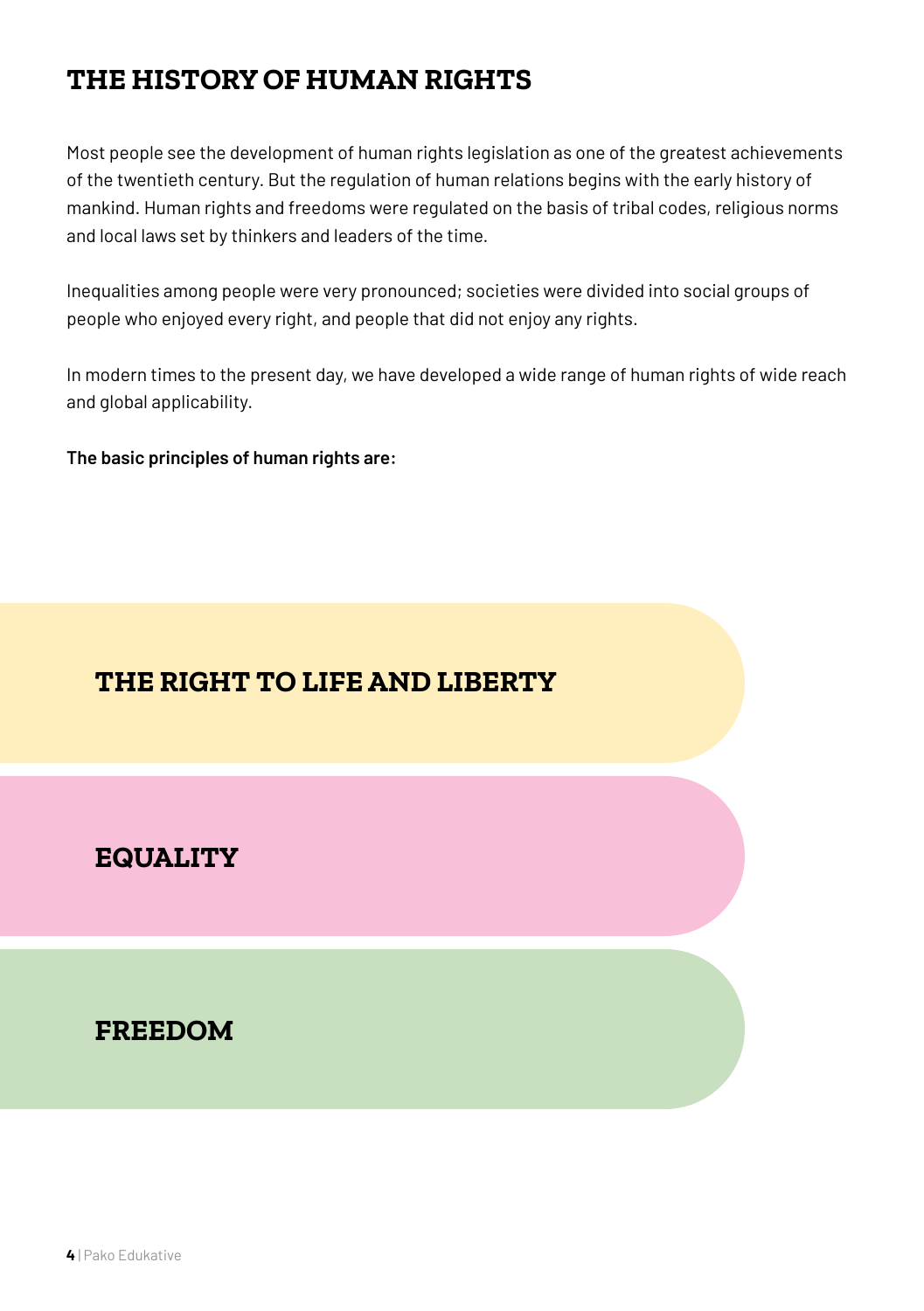# THE HISTORY OF HUMAN RIGHTS

Most people see the development of human rights legislation as one of the greatest achievements of the twentieth century. But the regulation of human relations begins with the early history of mankind. Human rights and freedoms were regulated on the basis of tribal codes, religious norms and local laws set by thinkers and leaders of the time.

Inequalities among people were very pronounced; societies were divided into social groups of people who enjoyed every right, and people that did not enjoy any rights.

In modern times to the present day, we have developed a wide range of human rights of wide reach and global applicability.

**The basic principles of human rights are:**

## THE RIGHT TO LIFE AND LIBERTY

## EQUALITY

## FREEDOM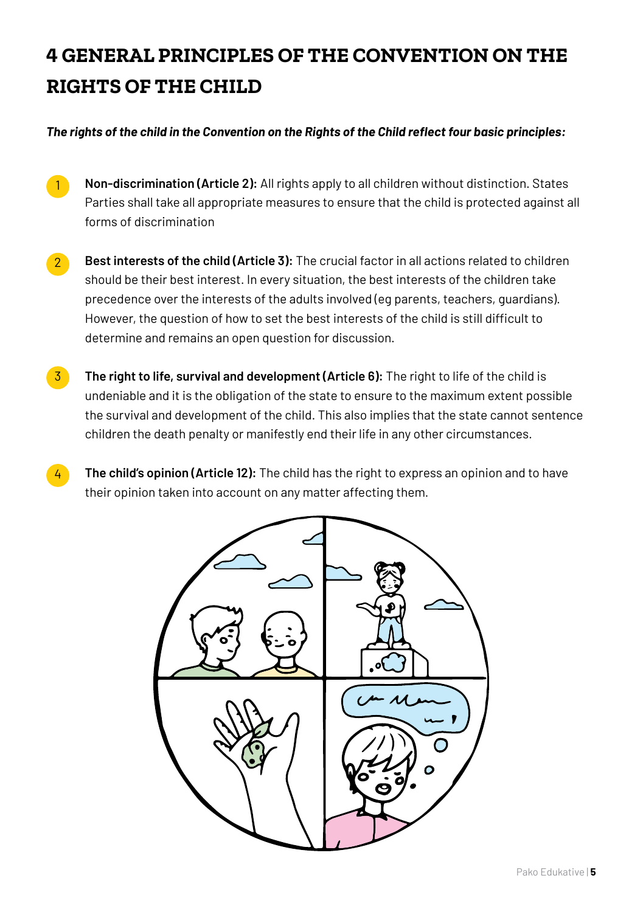# 4 GENERAL PRINCIPLES OF THE CONVENTION ON THE RIGHTS OF THE CHILD

***The rights of the child in the Convention on the Rights of the Child reflect four basic principles:***

1. **Non-discrimination (Article 2):** All rights apply to all children without distinction. States Parties shall take all appropriate measures to ensure that the child is protected against all forms of discrimination

2. **Best interests of the child (Article 3):** The crucial factor in all actions related to children should be their best interest. In every situation, the best interests of the children take precedence over the interests of the adults involved (eg parents, teachers, guardians). However, the question of how to set the best interests of the child is still difficult to determine and remains an open question for discussion.

3. **The right to life, survival and development (Article 6):** The right to life of the child is undeniable and it is the obligation of the state to ensure to the maximum extent possible the survival and development of the child. This also implies that the state cannot sentence children the death penalty or manifestly end their life in any other circumstances.

4. **The child's opinion (Article 12):** The child has the right to express an opinion and to have their opinion taken into account on any matter affecting them.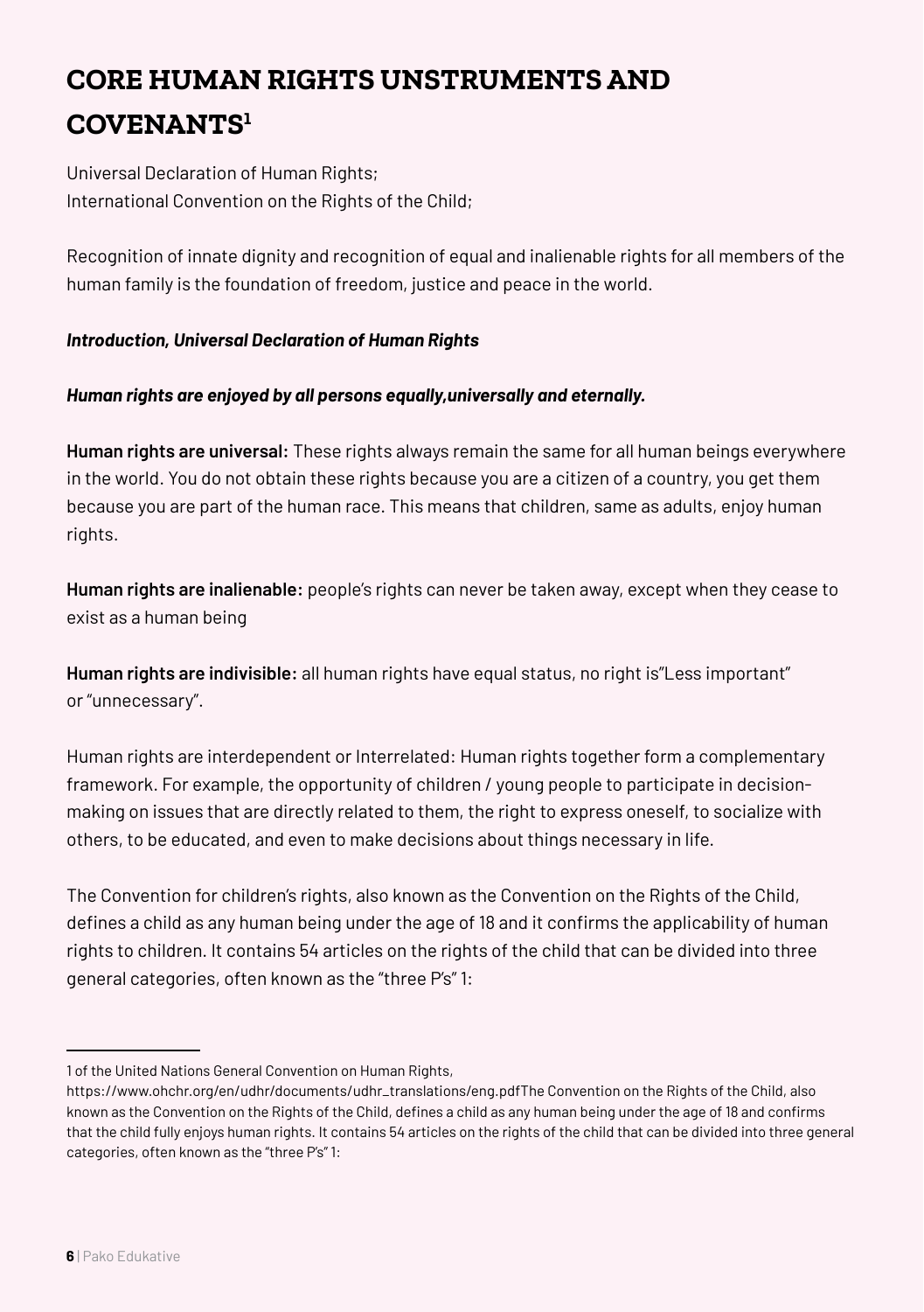# CORE HUMAN RIGHTS UNSTRUMENTS AND COVENANTS[1]

Universal Declaration of Human Rights;
International Convention on the Rights of the Child;

Recognition of innate dignity and recognition of equal and inalienable rights for all members of the human family is the foundation of freedom, justice and peace in the world.

***Introduction, Universal Declaration of Human Rights***

***Human rights are enjoyed by all persons equally,universally and eternally.***

**Human rights are universal:** These rights always remain the same for all human beings everywhere in the world. You do not obtain these rights because you are a citizen of a country, you get them because you are part of the human race. This means that children, same as adults, enjoy human rights.

**Human rights are inalienable:** people's rights can never be taken away, except when they cease to exist as a human being

**Human rights are indivisible:** all human rights have equal status, no right is"Less important" or "unnecessary".

Human rights are interdependent or Interrelated: Human rights together form a complementary framework. For example, the opportunity of children / young people to participate in decision-making on issues that are directly related to them, the right to express oneself, to socialize with others, to be educated, and even to make decisions about things necessary in life.

The Convention for children's rights, also known as the Convention on the Rights of the Child, defines a child as any human being under the age of 18 and it confirms the applicability of human rights to children. It contains 54 articles on the rights of the child that can be divided into three general categories, often known as the "three P's" 1:

---

1 of the United Nations General Convention on Human Rights, https://www.ohchr.org/en/udhr/documents/udhr_translations/eng.pdfThe Convention on the Rights of the Child, also known as the Convention on the Rights of the Child, defines a child as any human being under the age of 18 and confirms that the child fully enjoys human rights. It contains 54 articles on the rights of the child that can be divided into three general categories, often known as the "three P's" 1: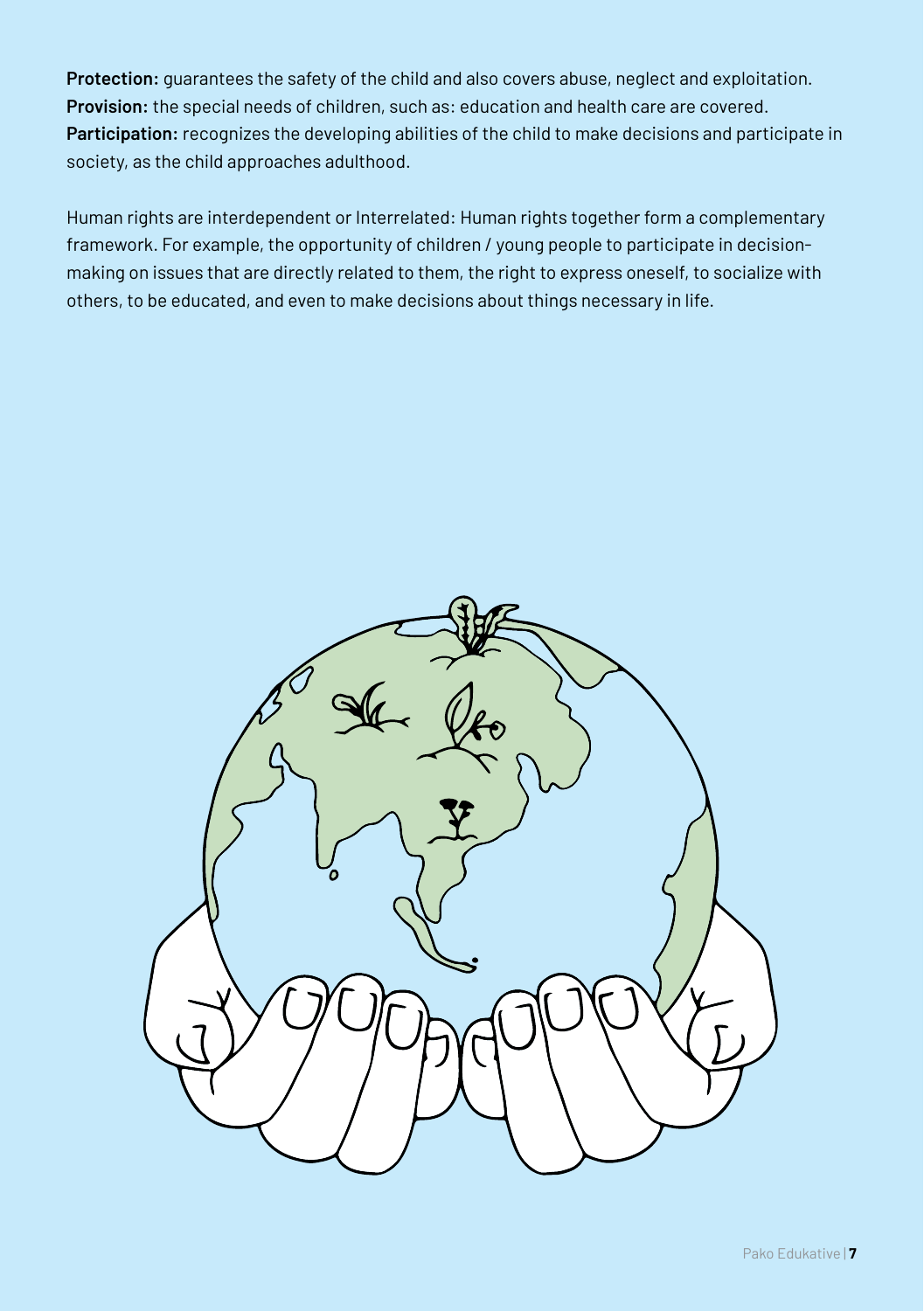**Protection:** guarantees the safety of the child and also covers abuse, neglect and exploitation.
**Provision:** the special needs of children, such as: education and health care are covered.
**Participation:** recognizes the developing abilities of the child to make decisions and participate in society, as the child approaches adulthood.

Human rights are interdependent or Interrelated: Human rights together form a complementary framework. For example, the opportunity of children / young people to participate in decision-making on issues that are directly related to them, the right to express oneself, to socialize with others, to be educated, and even to make decisions about things necessary in life.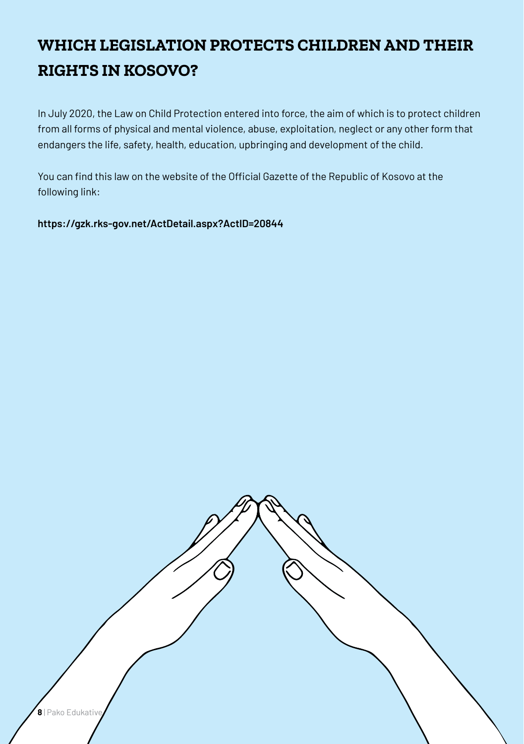# WHICH LEGISLATION PROTECTS CHILDREN AND THEIR RIGHTS IN KOSOVO?

In July 2020, the Law on Child Protection entered into force, the aim of which is to protect children from all forms of physical and mental violence, abuse, exploitation, neglect or any other form that endangers the life, safety, health, education, upbringing and development of the child.

You can find this law on the website of the Official Gazette of the Republic of Kosovo at the following link:

**https://gzk.rks-gov.net/ActDetail.aspx?ActID=20844**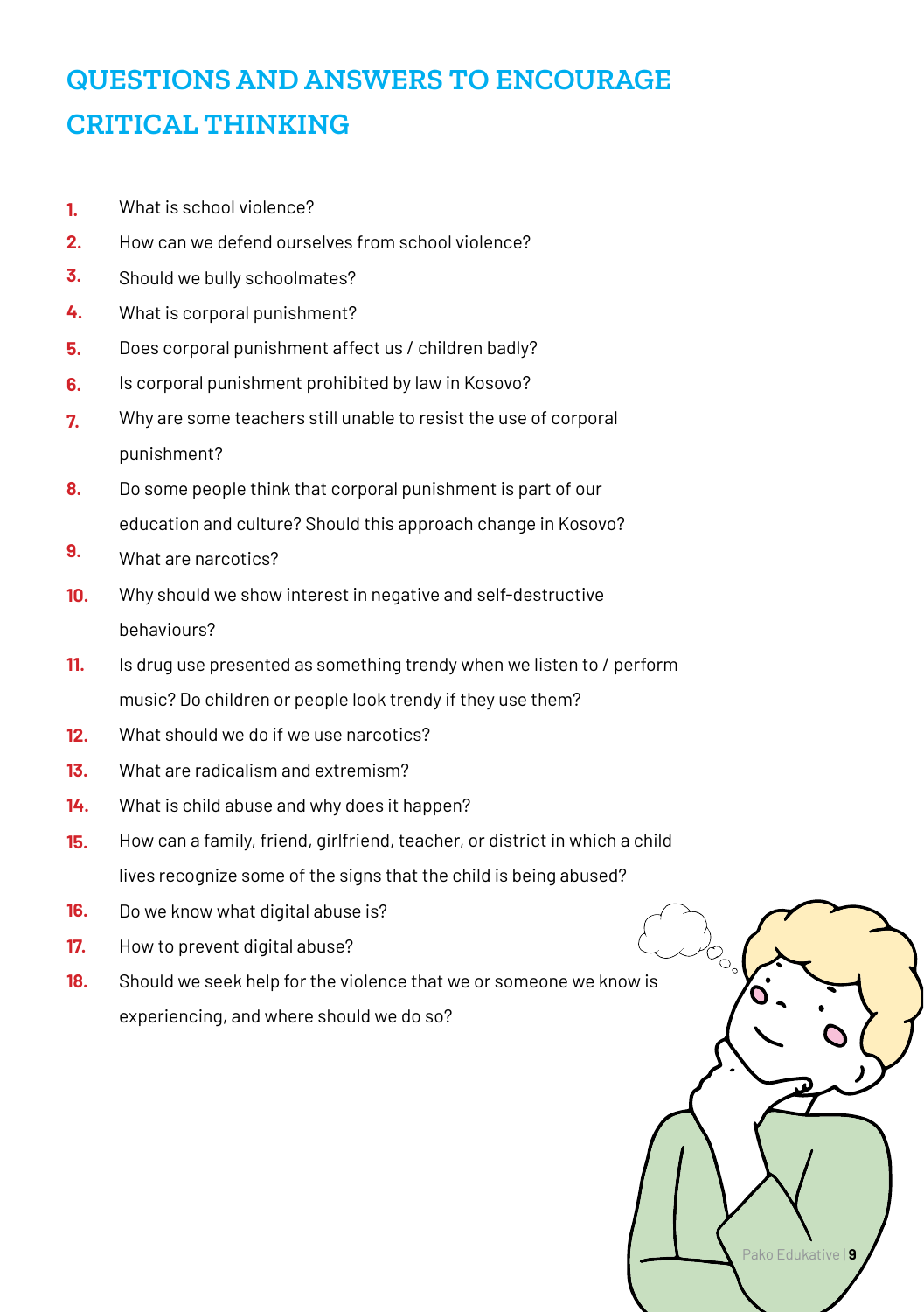# QUESTIONS AND ANSWERS TO ENCOURAGE CRITICAL THINKING

1. What is school violence?
2. How can we defend ourselves from school violence?
3. Should we bully schoolmates?
4. What is corporal punishment?
5. Does corporal punishment affect us / children badly?
6. Is corporal punishment prohibited by law in Kosovo?
7. Why are some teachers still unable to resist the use of corporal punishment?
8. Do some people think that corporal punishment is part of our education and culture? Should this approach change in Kosovo?
9. What are narcotics?
10. Why should we show interest in negative and self-destructive behaviours?
11. Is drug use presented as something trendy when we listen to / perform music? Do children or people look trendy if they use them?
12. What should we do if we use narcotics?
13. What are radicalism and extremism?
14. What is child abuse and why does it happen?
15. How can a family, friend, girlfriend, teacher, or district in which a child lives recognize some of the signs that the child is being abused?
16. Do we know what digital abuse is?
17. How to prevent digital abuse?
18. Should we seek help for the violence that we or someone we know is experiencing, and where should we do so?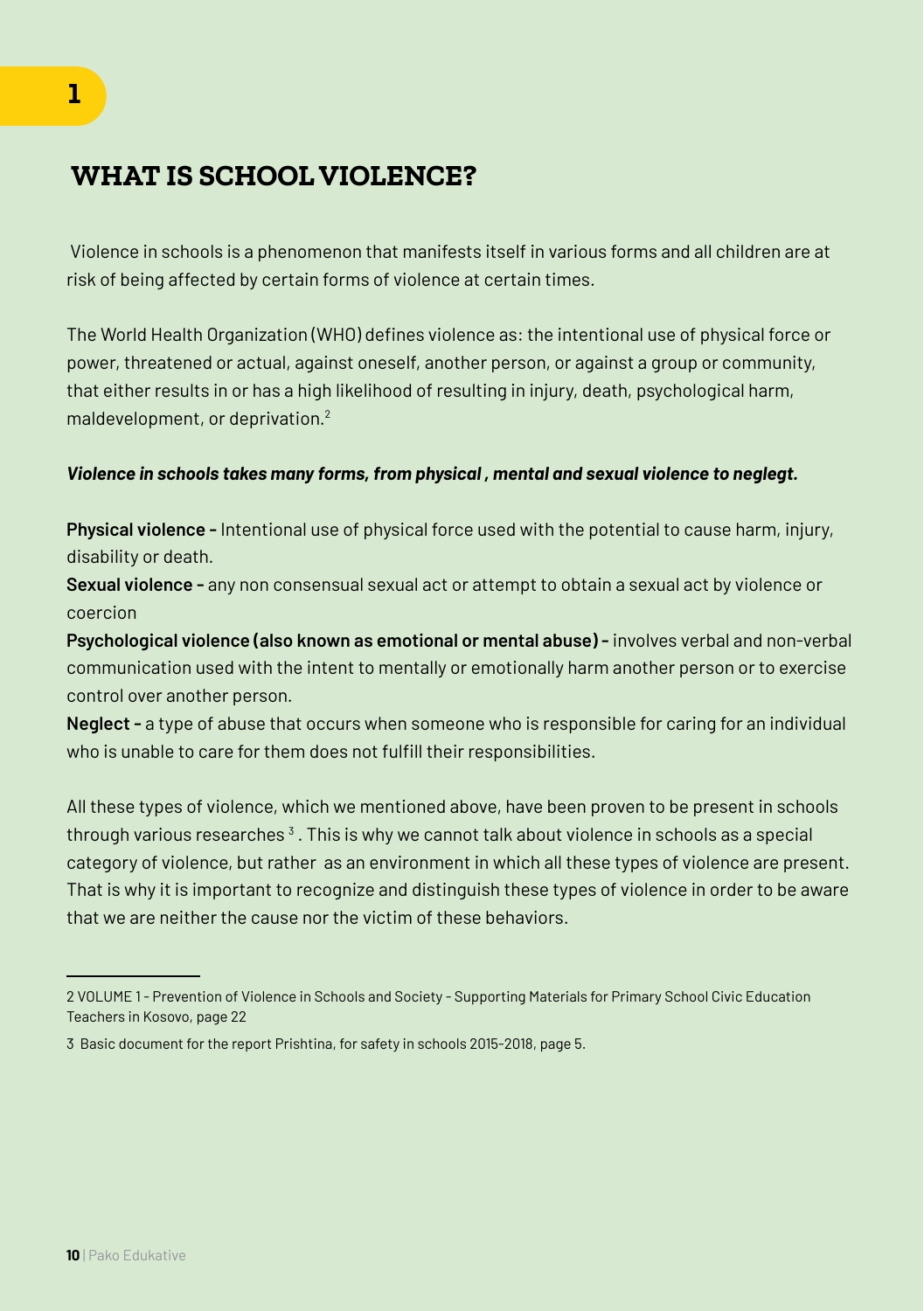1

# WHAT IS SCHOOL VIOLENCE?

Violence in schools is a phenomenon that manifests itself in various forms and all children are at risk of being affected by certain forms of violence at certain times.

The World Health Organization (WHO) defines violence as: the intentional use of physical force or power, threatened or actual, against oneself, another person, or against a group or community, that either results in or has a high likelihood of resulting in injury, death, psychological harm, maldevelopment, or deprivation.[2]

***Violence in schools takes many forms, from physical , mental and sexual violence to neglegt.***

**Physical violence -** Intentional use of physical force used with the potential to cause harm, injury, disability or death.
**Sexual violence -** any non consensual sexual act or attempt to obtain a sexual act by violence or coercion
**Psychological violence (also known as emotional or mental abuse) -** involves verbal and non-verbal communication used with the intent to mentally or emotionally harm another person or to exercise control over another person.
**Neglect -** a type of abuse that occurs when someone who is responsible for caring for an individual who is unable to care for them does not fulfill their responsibilities.

All these types of violence, which we mentioned above, have been proven to be present in schools through various researches [3] . This is why we cannot talk about violence in schools as a special category of violence, but rather as an environment in which all these types of violence are present. That is why it is important to recognize and distinguish these types of violence in order to be aware that we are neither the cause nor the victim of these behaviors.

---

2 VOLUME 1 - Prevention of Violence in Schools and Society - Supporting Materials for Primary School Civic Education Teachers in Kosovo, page 22

3 Basic document for the report Prishtina, for safety in schools 2015-2018, page 5.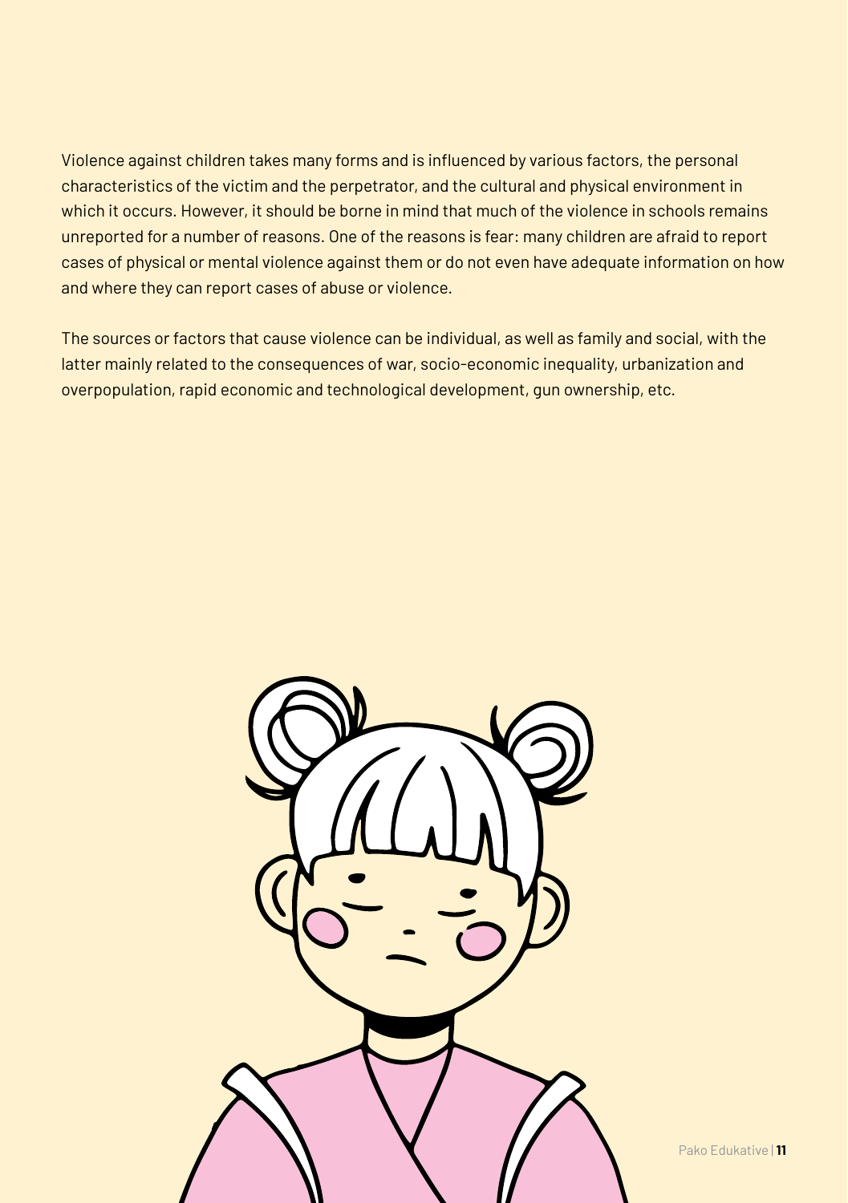Violence against children takes many forms and is influenced by various factors, the personal characteristics of the victim and the perpetrator, and the cultural and physical environment in which it occurs. However, it should be borne in mind that much of the violence in schools remains unreported for a number of reasons. One of the reasons is fear: many children are afraid to report cases of physical or mental violence against them or do not even have adequate information on how and where they can report cases of abuse or violence.

The sources or factors that cause violence can be individual, as well as family and social, with the latter mainly related to the consequences of war, socio-economic inequality, urbanization and overpopulation, rapid economic and technological development, gun ownership, etc.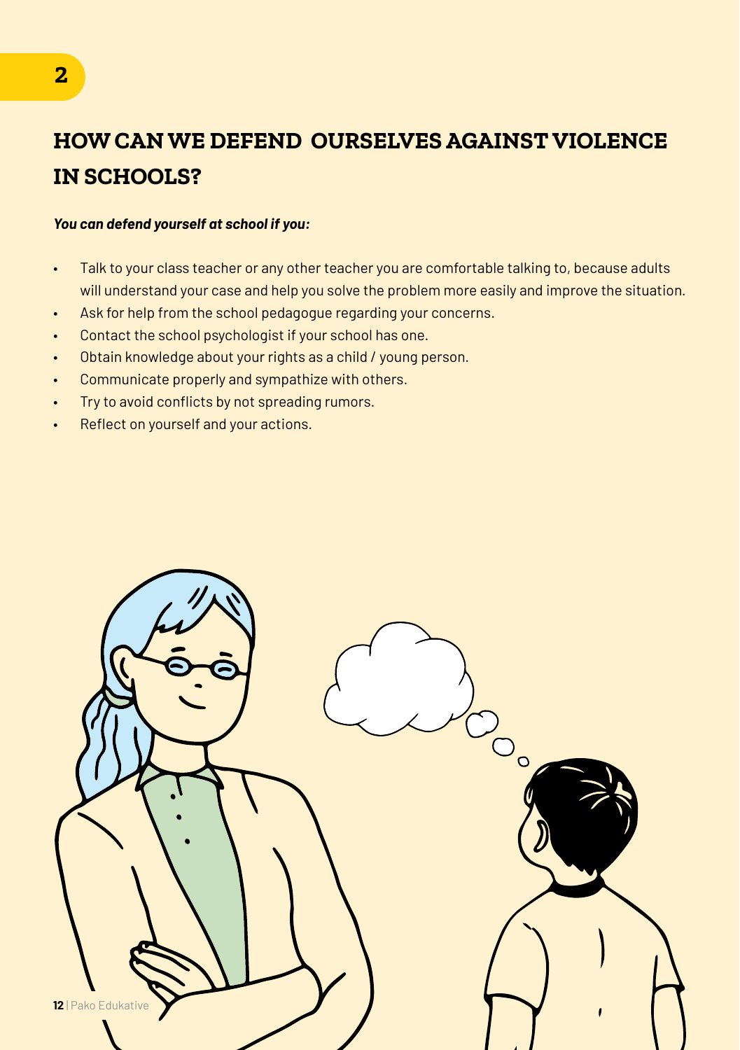2

## HOW CAN WE DEFEND OURSELVES AGAINST VIOLENCE IN SCHOOLS?

***You can defend yourself at school if you:***

- Talk to your class teacher or any other teacher you are comfortable talking to, because adults will understand your case and help you solve the problem more easily and improve the situation.
- Ask for help from the school pedagogue regarding your concerns.
- Contact the school psychologist if your school has one.
- Obtain knowledge about your rights as a child / young person.
- Communicate properly and sympathize with others.
- Try to avoid conflicts by not spreading rumors.
- Reflect on yourself and your actions.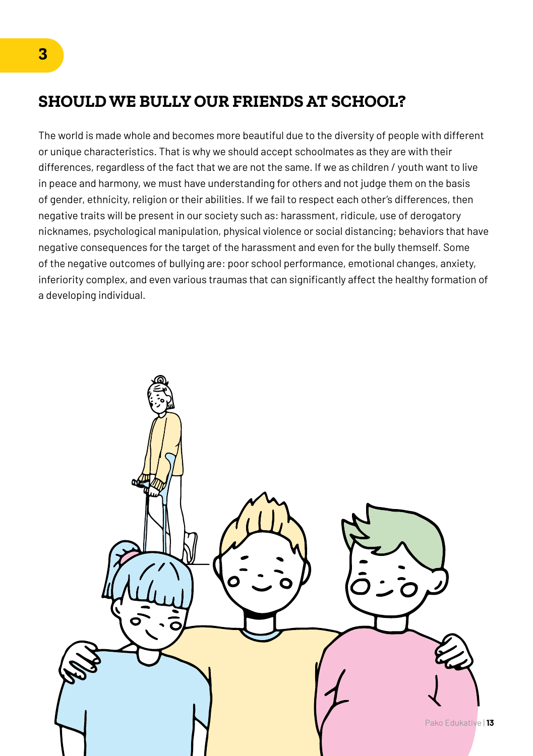3

## SHOULD WE BULLY OUR FRIENDS AT SCHOOL?

The world is made whole and becomes more beautiful due to the diversity of people with different or unique characteristics. That is why we should accept schoolmates as they are with their differences, regardless of the fact that we are not the same. If we as children / youth want to live in peace and harmony, we must have understanding for others and not judge them on the basis of gender, ethnicity, religion or their abilities. If we fail to respect each other's differences, then negative traits will be present in our society such as: harassment, ridicule, use of derogatory nicknames, psychological manipulation, physical violence or social distancing; behaviors that have negative consequences for the target of the harassment and even for the bully themself. Some of the negative outcomes of bullying are: poor school performance, emotional changes, anxiety, inferiority complex, and even various traumas that can significantly affect the healthy formation of a developing individual.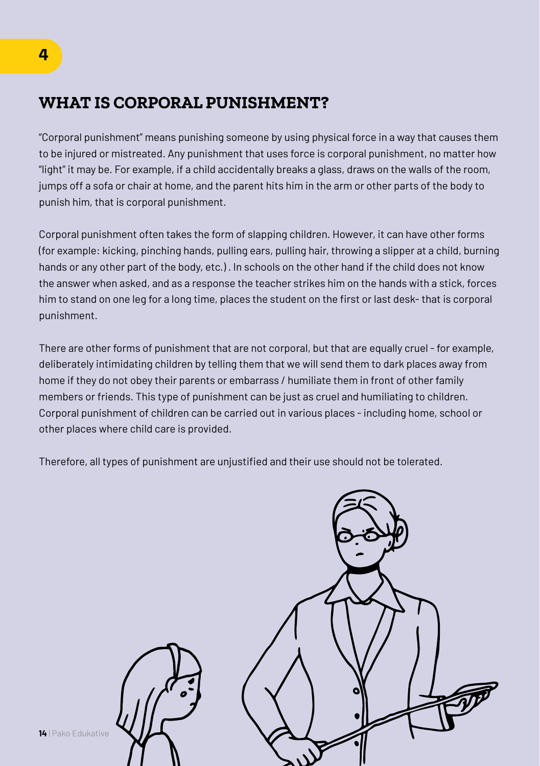4

## WHAT IS CORPORAL PUNISHMENT?

"Corporal punishment" means punishing someone by using physical force in a way that causes them to be injured or mistreated. Any punishment that uses force is corporal punishment, no matter how "light" it may be. For example, if a child accidentally breaks a glass, draws on the walls of the room, jumps off a sofa or chair at home, and the parent hits him in the arm or other parts of the body to punish him, that is corporal punishment.

Corporal punishment often takes the form of slapping children. However, it can have other forms (for example: kicking, pinching hands, pulling ears, pulling hair, throwing a slipper at a child, burning hands or any other part of the body, etc.) . In schools on the other hand if the child does not know the answer when asked, and as a response the teacher strikes him on the hands with a stick, forces him to stand on one leg for a long time, places the student on the first or last desk- that is corporal punishment.

There are other forms of punishment that are not corporal, but that are equally cruel - for example, deliberately intimidating children by telling them that we will send them to dark places away from home if they do not obey their parents or embarrass / humiliate them in front of other family members or friends. This type of punishment can be just as cruel and humiliating to children. Corporal punishment of children can be carried out in various places - including home, school or other places where child care is provided.

Therefore, all types of punishment are unjustified and their use should not be tolerated.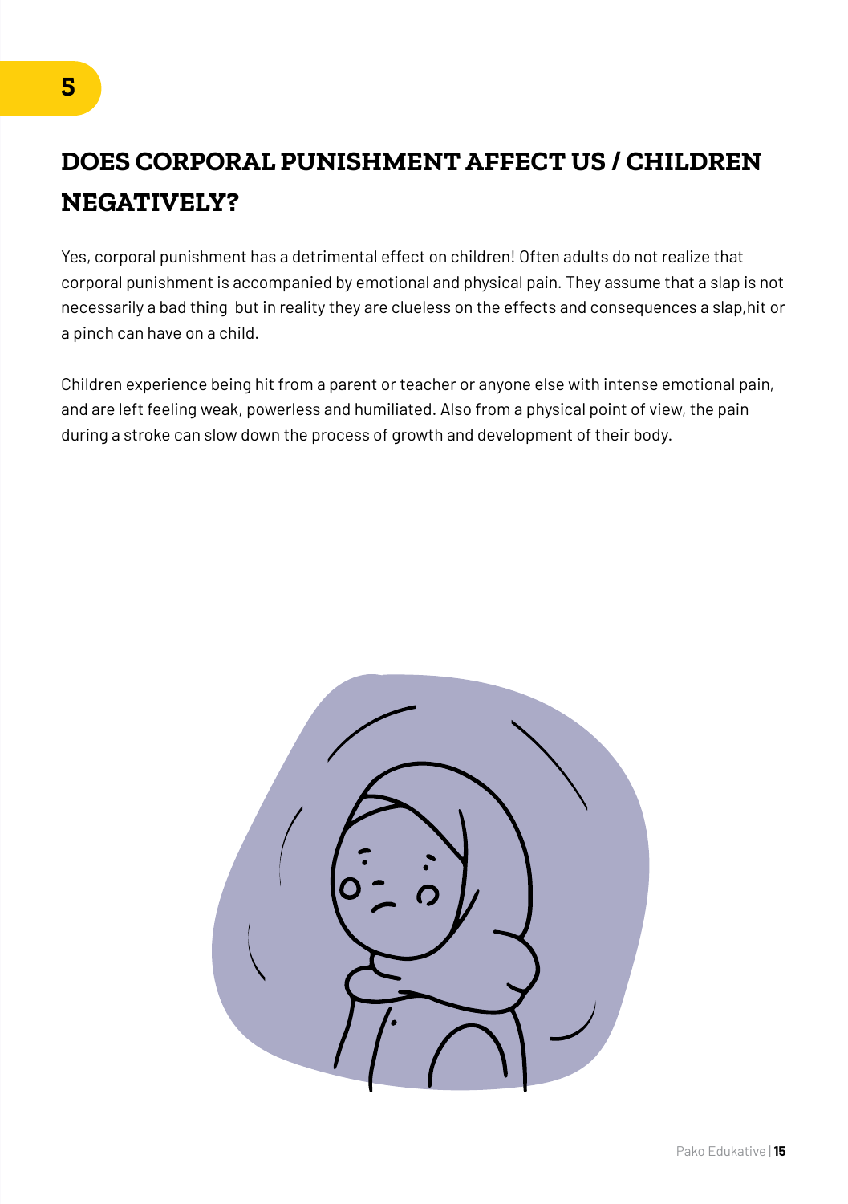5

# DOES CORPORAL PUNISHMENT AFFECT US / CHILDREN NEGATIVELY?

Yes, corporal punishment has a detrimental effect on children! Often adults do not realize that corporal punishment is accompanied by emotional and physical pain. They assume that a slap is not necessarily a bad thing  but in reality they are clueless on the effects and consequences a slap,hit or a pinch can have on a child.

Children experience being hit from a parent or teacher or anyone else with intense emotional pain, and are left feeling weak, powerless and humiliated. Also from a physical point of view, the pain during a stroke can slow down the process of growth and development of their body.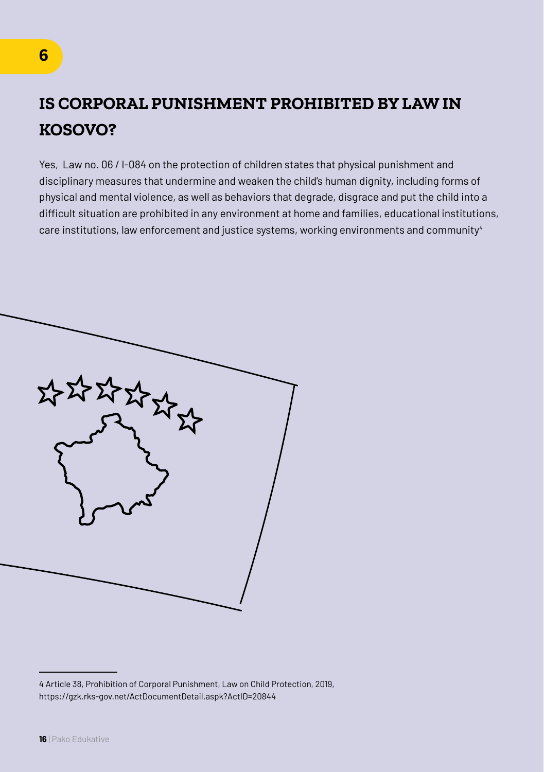6

# IS CORPORAL PUNISHMENT PROHIBITED BY LAW IN KOSOVO?

Yes, Law no. 06 / I-084 on the protection of children states that physical punishment and disciplinary measures that undermine and weaken the child's human dignity, including forms of physical and mental violence, as well as behaviors that degrade, disgrace and put the child into a difficult situation are prohibited in any environment at home and families, educational institutions, care institutions, law enforcement and justice systems, working environments and community[4]

[4] Article 38, Prohibition of Corporal Punishment, Law on Child Protection, 2019, https://gzk.rks-gov.net/ActDocumentDetail.aspk?ActID=20844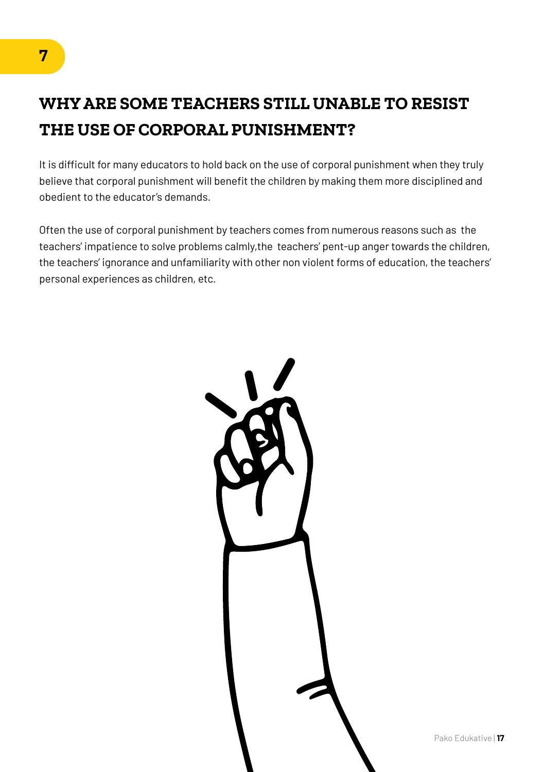7

# WHY ARE SOME TEACHERS STILL UNABLE TO RESIST THE USE OF CORPORAL PUNISHMENT?

It is difficult for many educators to hold back on the use of corporal punishment when they truly believe that corporal punishment will benefit the children by making them more disciplined and obedient to the educator's demands.

Often the use of corporal punishment by teachers comes from numerous reasons such as the teachers' impatience to solve problems calmly,the teachers' pent-up anger towards the children, the teachers' ignorance and unfamiliarity with other non violent forms of education, the teachers' personal experiences as children, etc.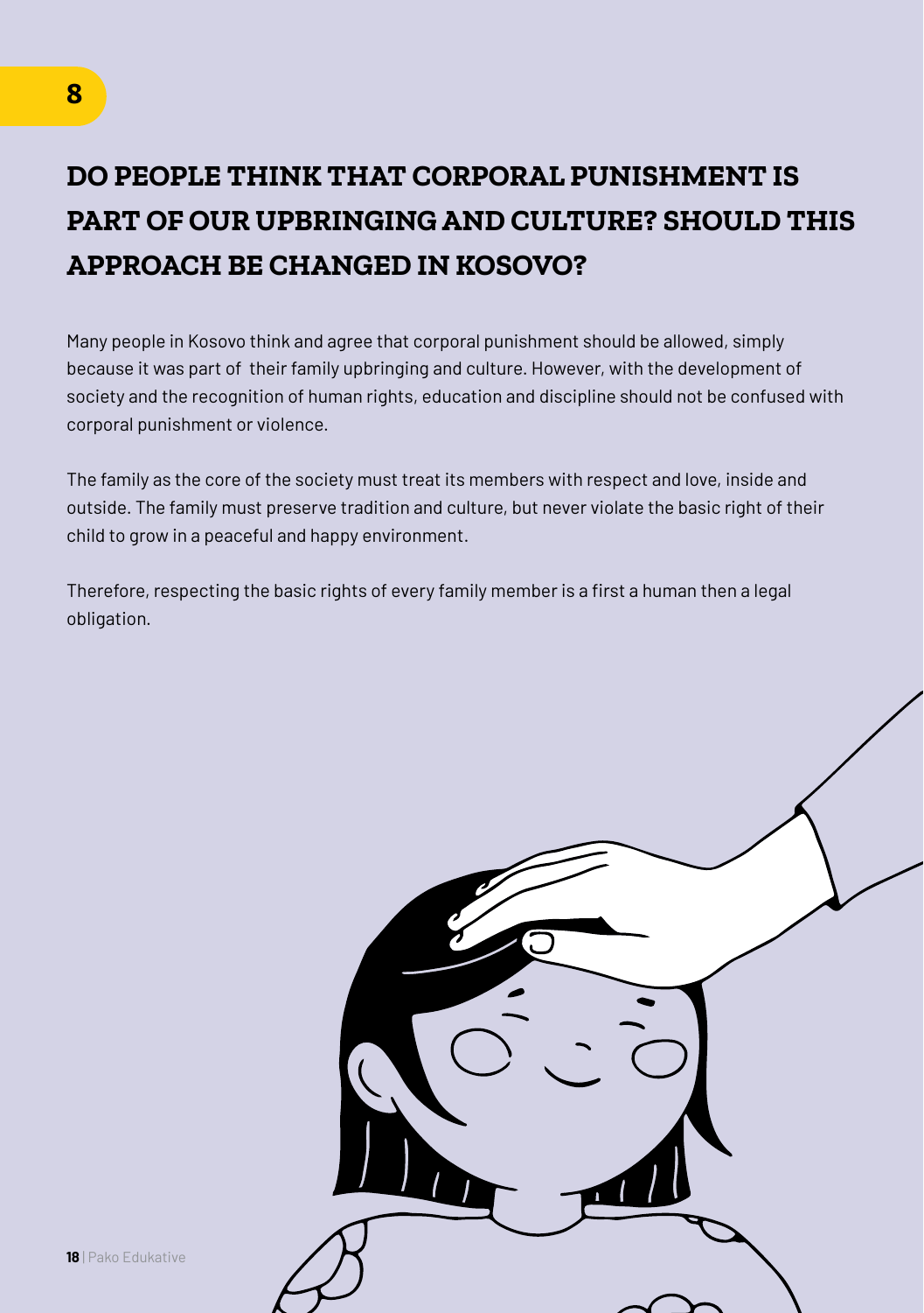8

## DO PEOPLE THINK THAT CORPORAL PUNISHMENT IS PART OF OUR UPBRINGING AND CULTURE? SHOULD THIS APPROACH BE CHANGED IN KOSOVO?

Many people in Kosovo think and agree that corporal punishment should be allowed, simply because it was part of their family upbringing and culture. However, with the development of society and the recognition of human rights, education and discipline should not be confused with corporal punishment or violence.

The family as the core of the society must treat its members with respect and love, inside and outside. The family must preserve tradition and culture, but never violate the basic right of their child to grow in a peaceful and happy environment.

Therefore, respecting the basic rights of every family member is a first a human then a legal obligation.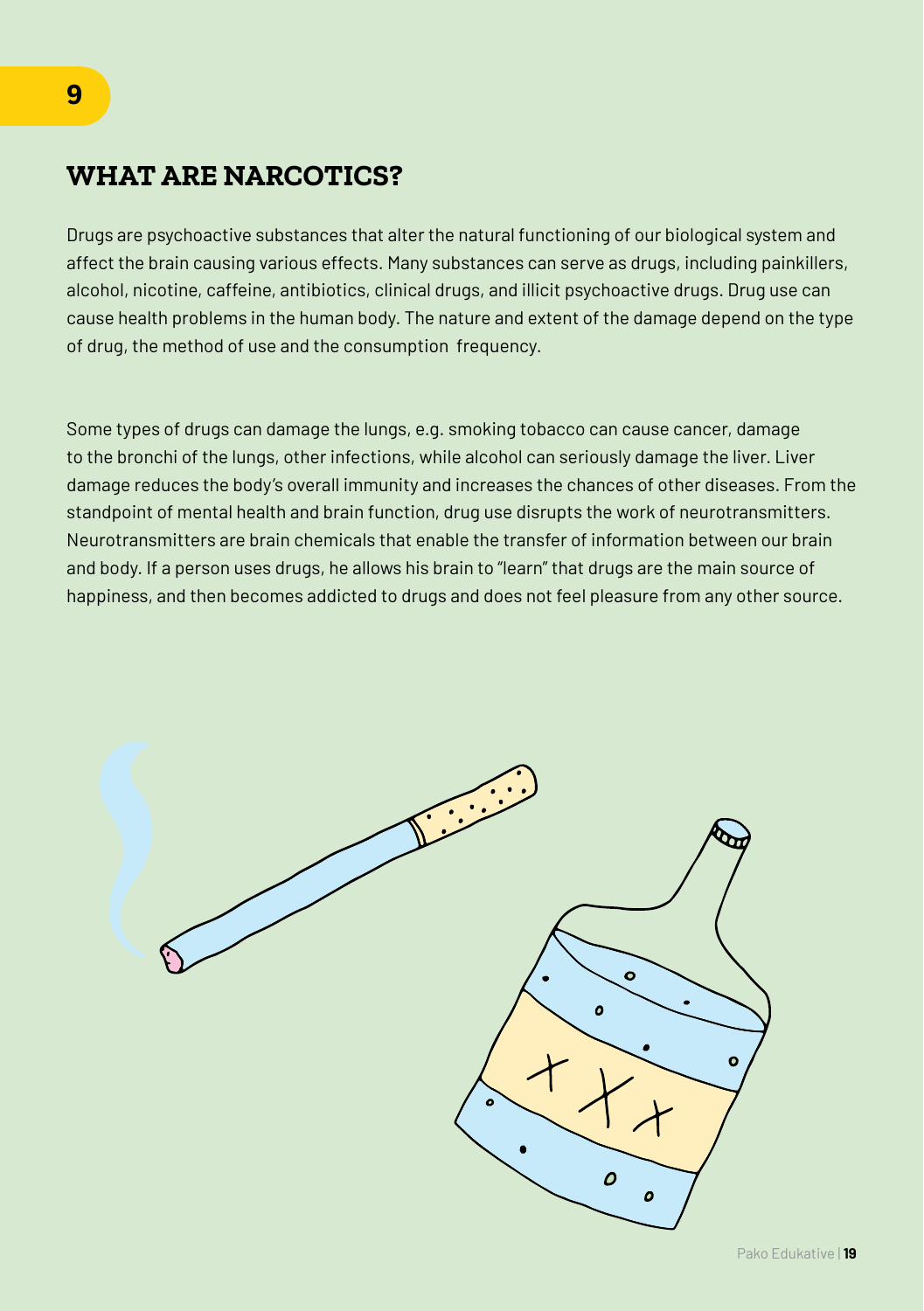9

## WHAT ARE NARCOTICS?

Drugs are psychoactive substances that alter the natural functioning of our biological system and affect the brain causing various effects. Many substances can serve as drugs, including painkillers, alcohol, nicotine, caffeine, antibiotics, clinical drugs, and illicit psychoactive drugs. Drug use can cause health problems in the human body. The nature and extent of the damage depend on the type of drug, the method of use and the consumption frequency.

Some types of drugs can damage the lungs, e.g. smoking tobacco can cause cancer, damage to the bronchi of the lungs, other infections, while alcohol can seriously damage the liver. Liver damage reduces the body's overall immunity and increases the chances of other diseases. From the standpoint of mental health and brain function, drug use disrupts the work of neurotransmitters. Neurotransmitters are brain chemicals that enable the transfer of information between our brain and body. If a person uses drugs, he allows his brain to "learn" that drugs are the main source of happiness, and then becomes addicted to drugs and does not feel pleasure from any other source.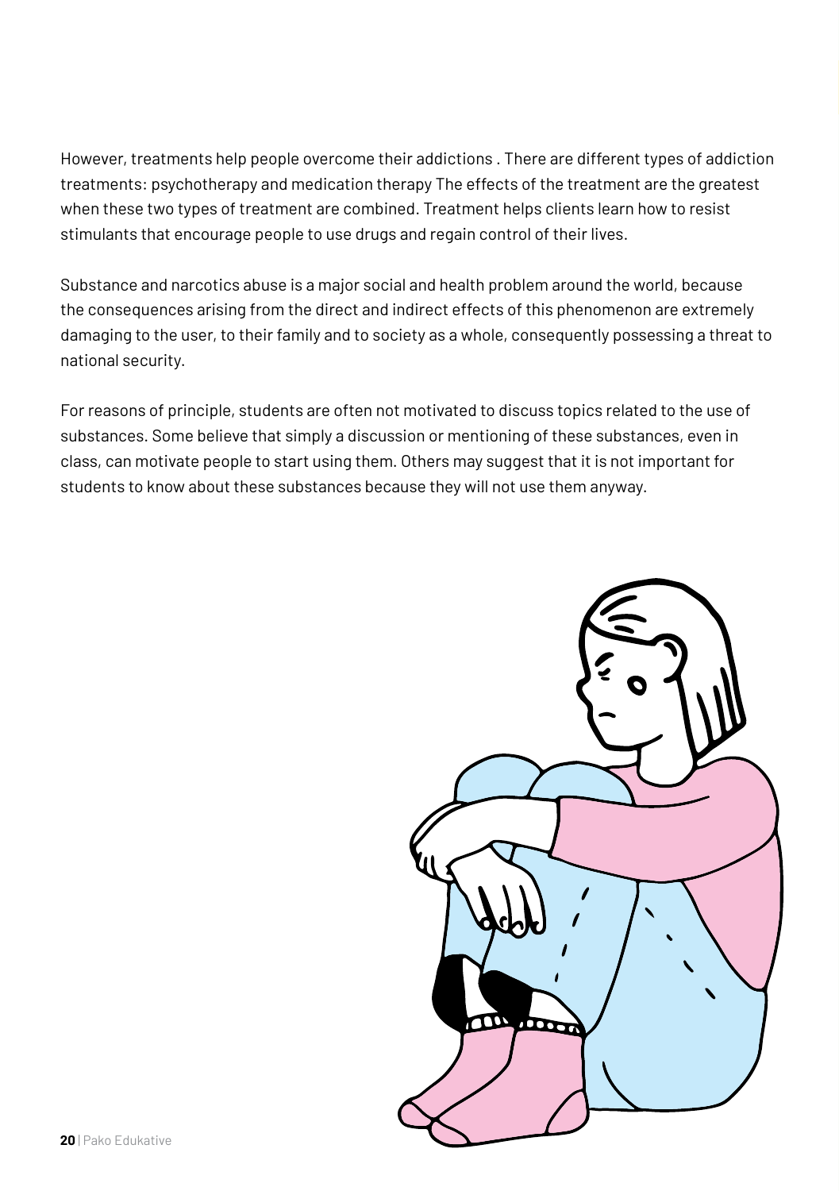However, treatments help people overcome their addictions . There are different types of addiction treatments: psychotherapy and medication therapy The effects of the treatment are the greatest when these two types of treatment are combined. Treatment helps clients learn how to resist stimulants that encourage people to use drugs and regain control of their lives.

Substance and narcotics abuse is a major social and health problem around the world, because the consequences arising from the direct and indirect effects of this phenomenon are extremely damaging to the user, to their family and to society as a whole, consequently possessing a threat to national security.

For reasons of principle, students are often not motivated to discuss topics related to the use of substances. Some believe that simply a discussion or mentioning of these substances, even in class, can motivate people to start using them. Others may suggest that it is not important for students to know about these substances because they will not use them anyway.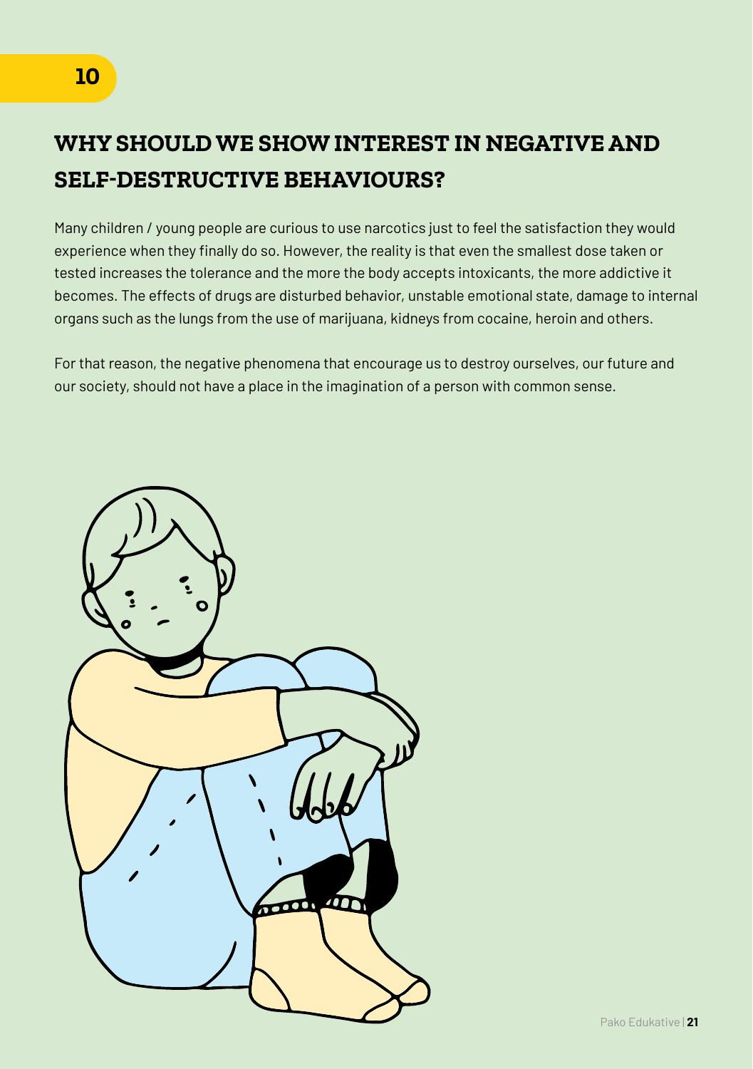**10**

## WHY SHOULD WE SHOW INTEREST IN NEGATIVE AND SELF-DESTRUCTIVE BEHAVIOURS?

Many children / young people are curious to use narcotics just to feel the satisfaction they would experience when they finally do so. However, the reality is that even the smallest dose taken or tested increases the tolerance and the more the body accepts intoxicants, the more addictive it becomes. The effects of drugs are disturbed behavior, unstable emotional state, damage to internal organs such as the lungs from the use of marijuana, kidneys from cocaine, heroin and others.

For that reason, the negative phenomena that encourage us to destroy ourselves, our future and our society, should not have a place in the imagination of a person with common sense.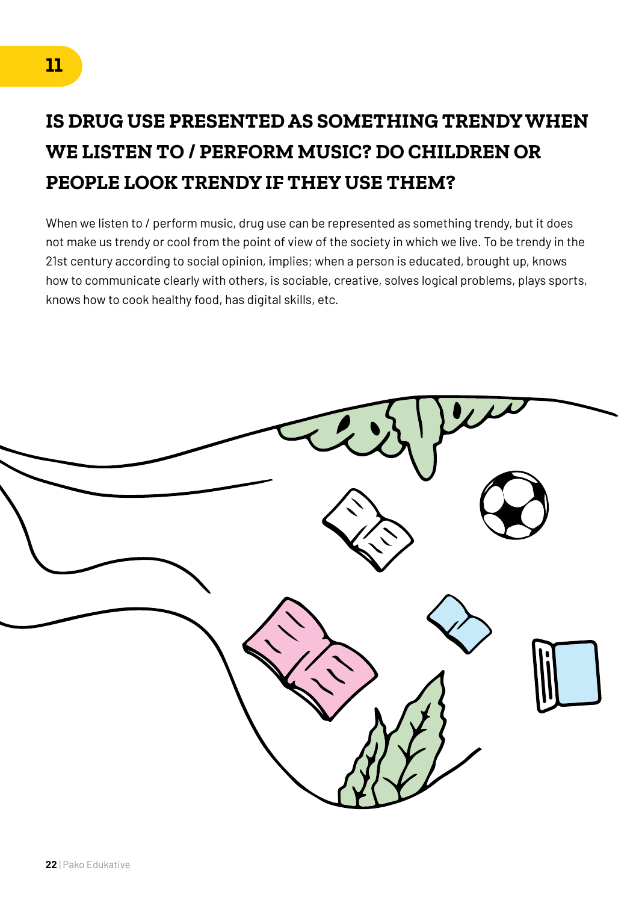11

## IS DRUG USE PRESENTED AS SOMETHING TRENDY WHEN WE LISTEN TO / PERFORM MUSIC? DO CHILDREN OR PEOPLE LOOK TRENDY IF THEY USE THEM?

When we listen to / perform music, drug use can be represented as something trendy, but it does not make us trendy or cool from the point of view of the society in which we live. To be trendy in the 21st century according to social opinion, implies; when a person is educated, brought up, knows how to communicate clearly with others, is sociable, creative, solves logical problems, plays sports, knows how to cook healthy food, has digital skills, etc.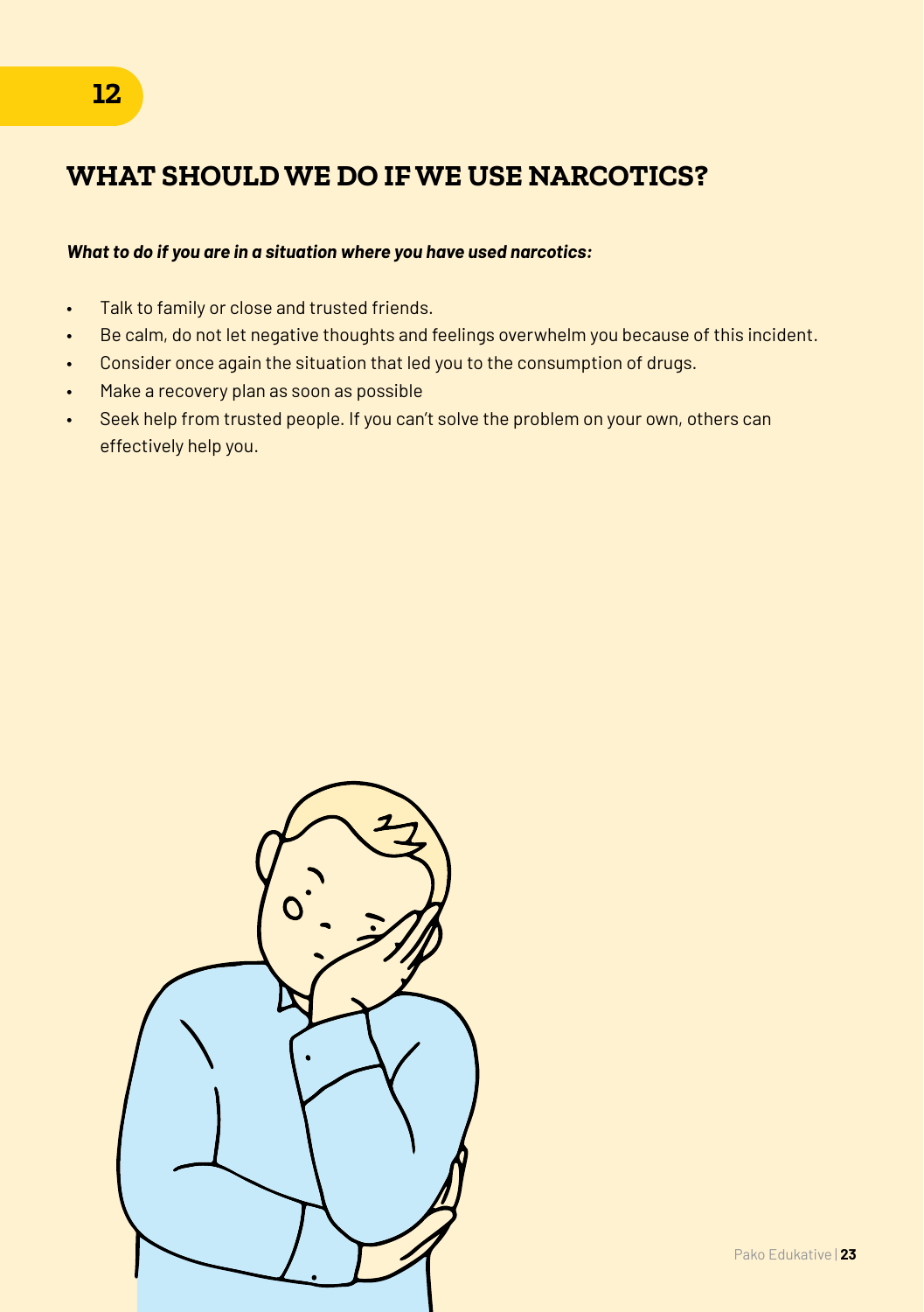12

## WHAT SHOULD WE DO IF WE USE NARCOTICS?

***What to do if you are in a situation where you have used narcotics:***

- Talk to family or close and trusted friends.
- Be calm, do not let negative thoughts and feelings overwhelm you because of this incident.
- Consider once again the situation that led you to the consumption of drugs.
- Make a recovery plan as soon as possible
- Seek help from trusted people. If you can't solve the problem on your own, others can effectively help you.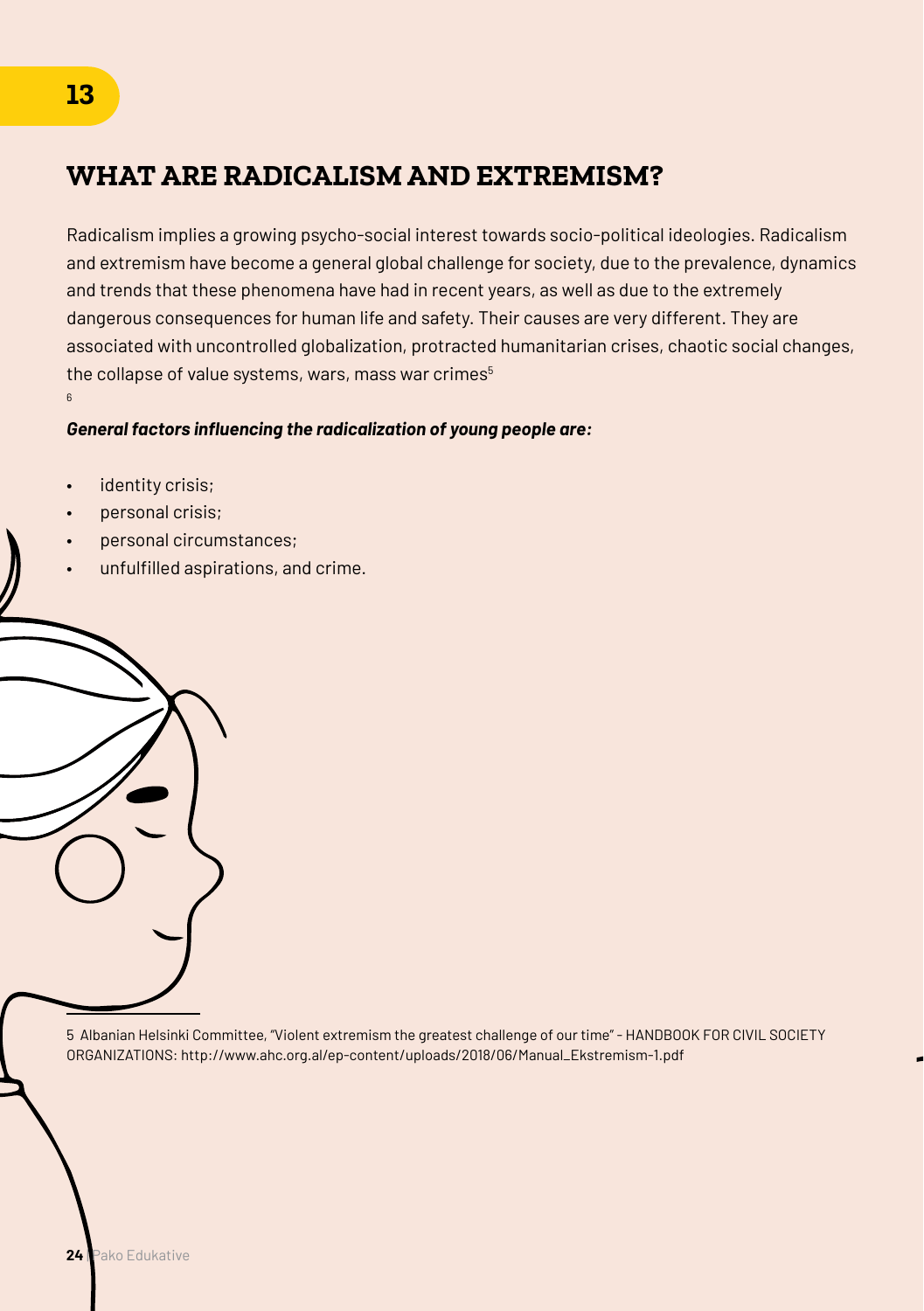13

# WHAT ARE RADICALISM AND EXTREMISM?

Radicalism implies a growing psycho-social interest towards socio-political ideologies. Radicalism and extremism have become a general global challenge for society, due to the prevalence, dynamics and trends that these phenomena have had in recent years, as well as due to the extremely dangerous consequences for human life and safety. Their causes are very different. They are associated with uncontrolled globalization, protracted humanitarian crises, chaotic social changes, the collapse of value systems, wars, mass war crimes[5]
[6]

***General factors influencing the radicalization of young people are:***

- identity crisis;
- personal crisis;
- personal circumstances;
- unfulfilled aspirations, and crime.

5 Albanian Helsinki Committee, "Violent extremism the greatest challenge of our time" - HANDBOOK FOR CIVIL SOCIETY ORGANIZATIONS: http://www.ahc.org.al/ep-content/uploads/2018/06/Manual_Ekstremism-1.pdf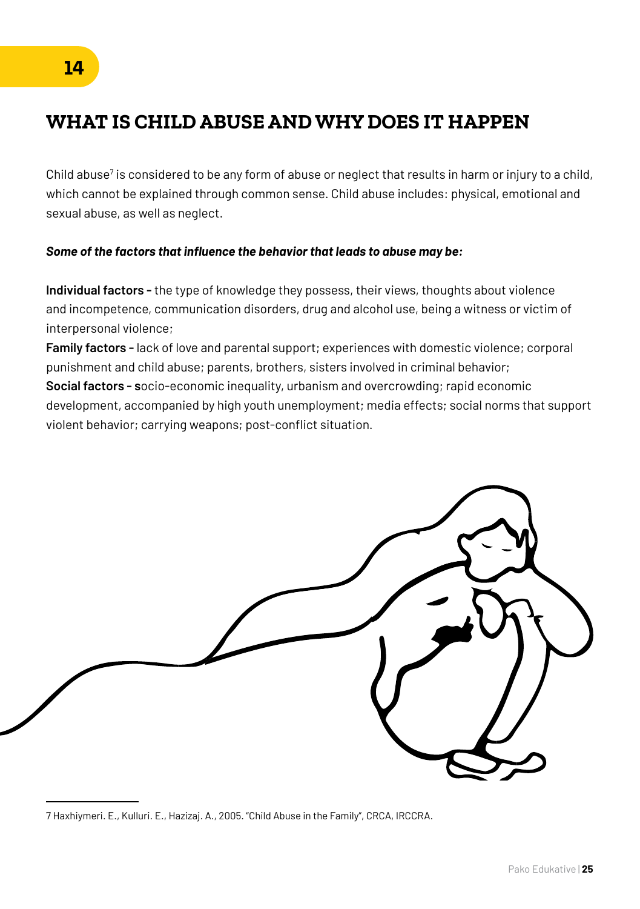14

# WHAT IS CHILD ABUSE AND WHY DOES IT HAPPEN

Child abuse[7] is considered to be any form of abuse or neglect that results in harm or injury to a child, which cannot be explained through common sense. Child abuse includes: physical, emotional and sexual abuse, as well as neglect.

***Some of the factors that influence the behavior that leads to abuse may be:***

**Individual factors -** the type of knowledge they possess, their views, thoughts about violence and incompetence, communication disorders, drug and alcohol use, being a witness or victim of interpersonal violence;

**Family factors -** lack of love and parental support; experiences with domestic violence; corporal punishment and child abuse; parents, brothers, sisters involved in criminal behavior;

**Social factors - s**ocio-economic inequality, urbanism and overcrowding; rapid economic development, accompanied by high youth unemployment; media effects; social norms that support violent behavior; carrying weapons; post-conflict situation.

---

7 Haxhiymeri. E., Kulluri. E., Hazizaj. A., 2005. "Child Abuse in the Family", CRCA, IRCCRA.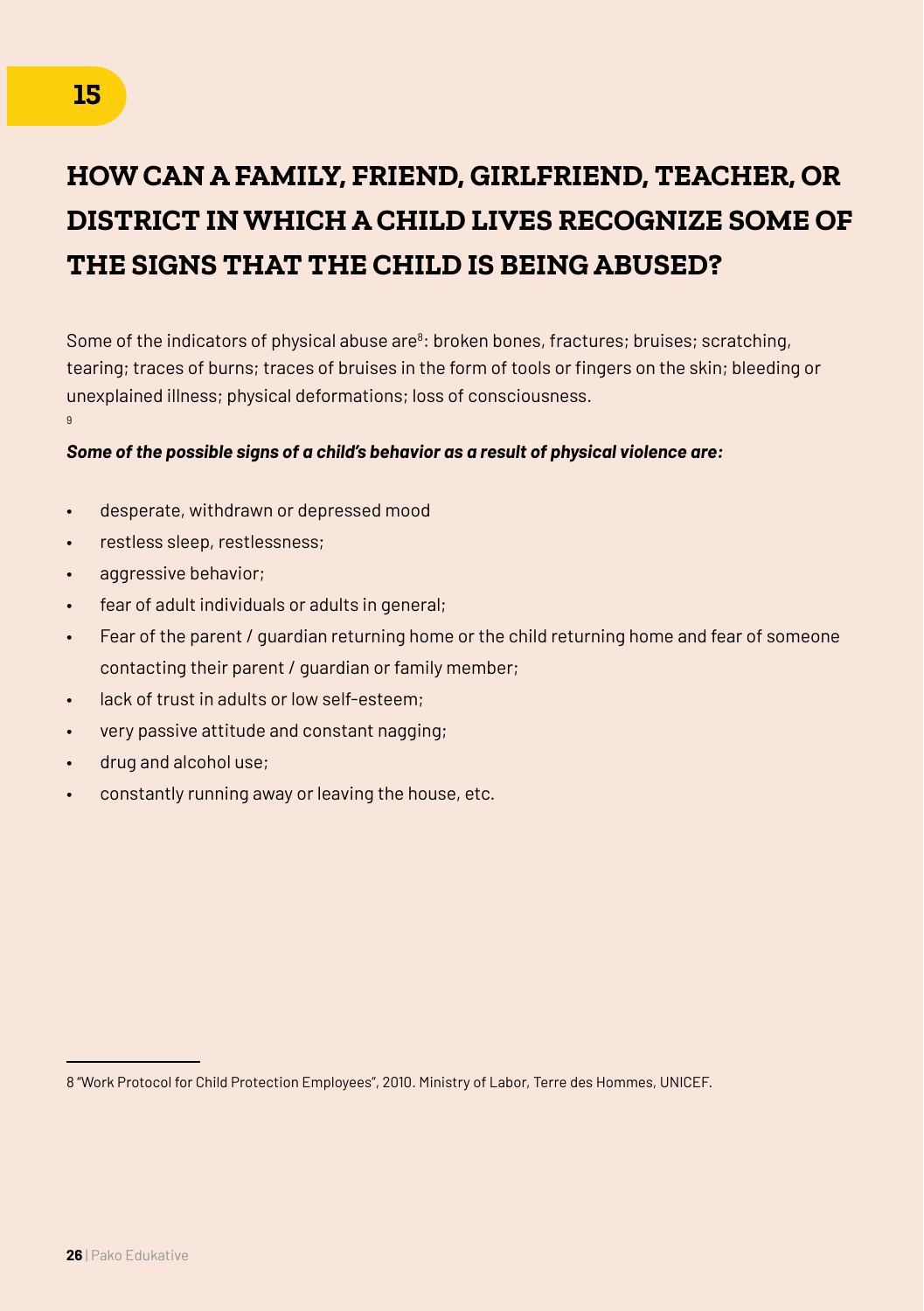15

# HOW CAN A FAMILY, FRIEND, GIRLFRIEND, TEACHER, OR DISTRICT IN WHICH A CHILD LIVES RECOGNIZE SOME OF THE SIGNS THAT THE CHILD IS BEING ABUSED?

Some of the indicators of physical abuse are[8]: broken bones, fractures; bruises; scratching, tearing; traces of burns; traces of bruises in the form of tools or fingers on the skin; bleeding or unexplained illness; physical deformations; loss of consciousness.

[9]

***Some of the possible signs of a child's behavior as a result of physical violence are:***

- desperate, withdrawn or depressed mood
- restless sleep, restlessness;
- aggressive behavior;
- fear of adult individuals or adults in general;
- Fear of the parent / guardian returning home or the child returning home and fear of someone contacting their parent / guardian or family member;
- lack of trust in adults or low self-esteem;
- very passive attitude and constant nagging;
- drug and alcohol use;
- constantly running away or leaving the house, etc.

8 "Work Protocol for Child Protection Employees", 2010. Ministry of Labor, Terre des Hommes, UNICEF.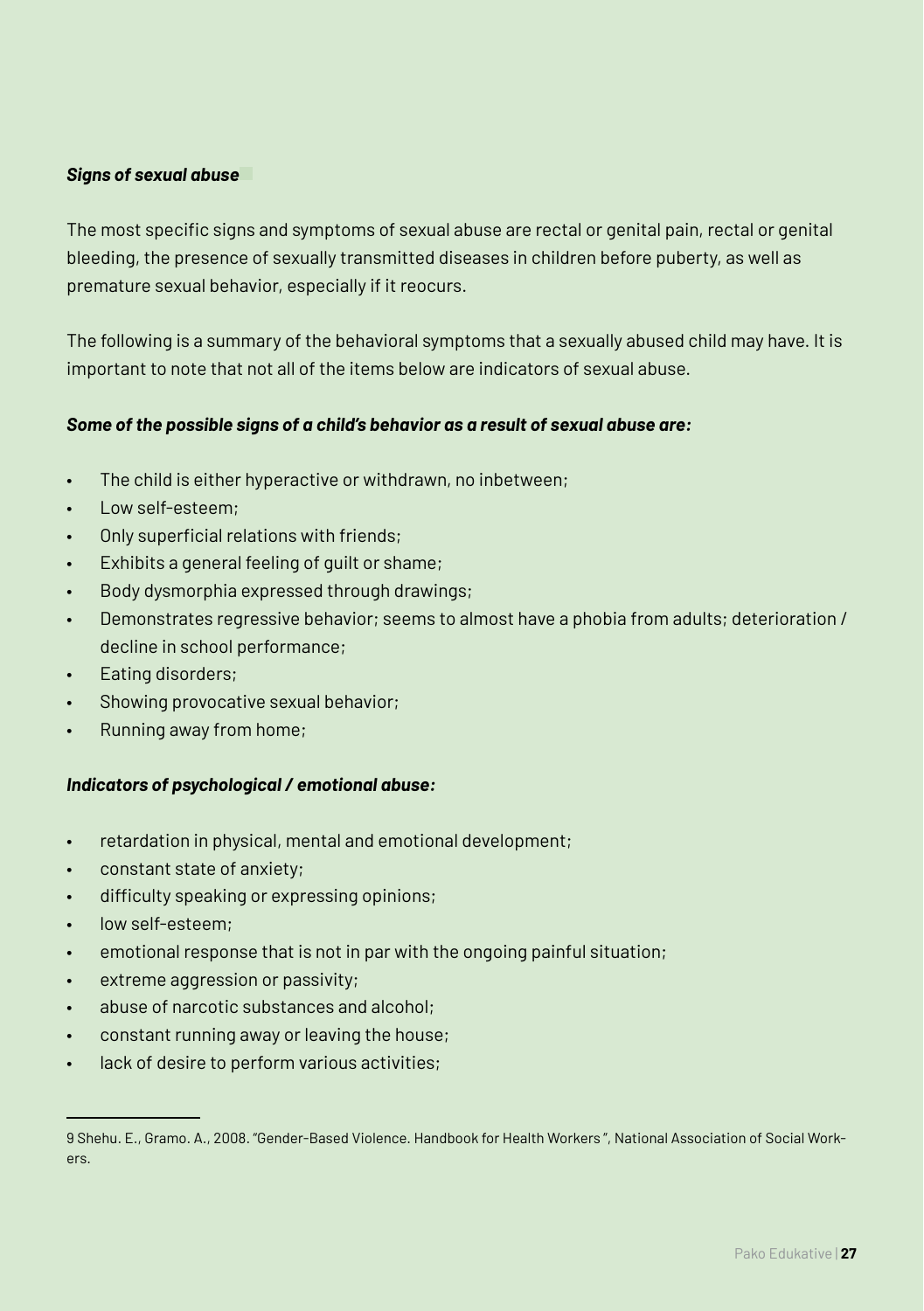***Signs of sexual abuse***

The most specific signs and symptoms of sexual abuse are rectal or genital pain, rectal or genital bleeding, the presence of sexually transmitted diseases in children before puberty, as well as premature sexual behavior, especially if it reocurs.

The following is a summary of the behavioral symptoms that a sexually abused child may have. It is important to note that not all of the items below are indicators of sexual abuse.

***Some of the possible signs of a child's behavior as a result of sexual abuse are:***

- The child is either hyperactive or withdrawn, no inbetween;
- Low self-esteem;
- Only superficial relations with friends;
- Exhibits a general feeling of guilt or shame;
- Body dysmorphia expressed through drawings;
- Demonstrates regressive behavior; seems to almost have a phobia from adults; deterioration / decline in school performance;
- Eating disorders;
- Showing provocative sexual behavior;
- Running away from home;

***Indicators of psychological / emotional abuse:***

- retardation in physical, mental and emotional development;
- constant state of anxiety;
- difficulty speaking or expressing opinions;
- low self-esteem;
- emotional response that is not in par with the ongoing painful situation;
- extreme aggression or passivity;
- abuse of narcotic substances and alcohol;
- constant running away or leaving the house;
- lack of desire to perform various activities;

---

9 Shehu. E., Gramo. A., 2008. "Gender-Based Violence. Handbook for Health Workers ", National Association of Social Workers.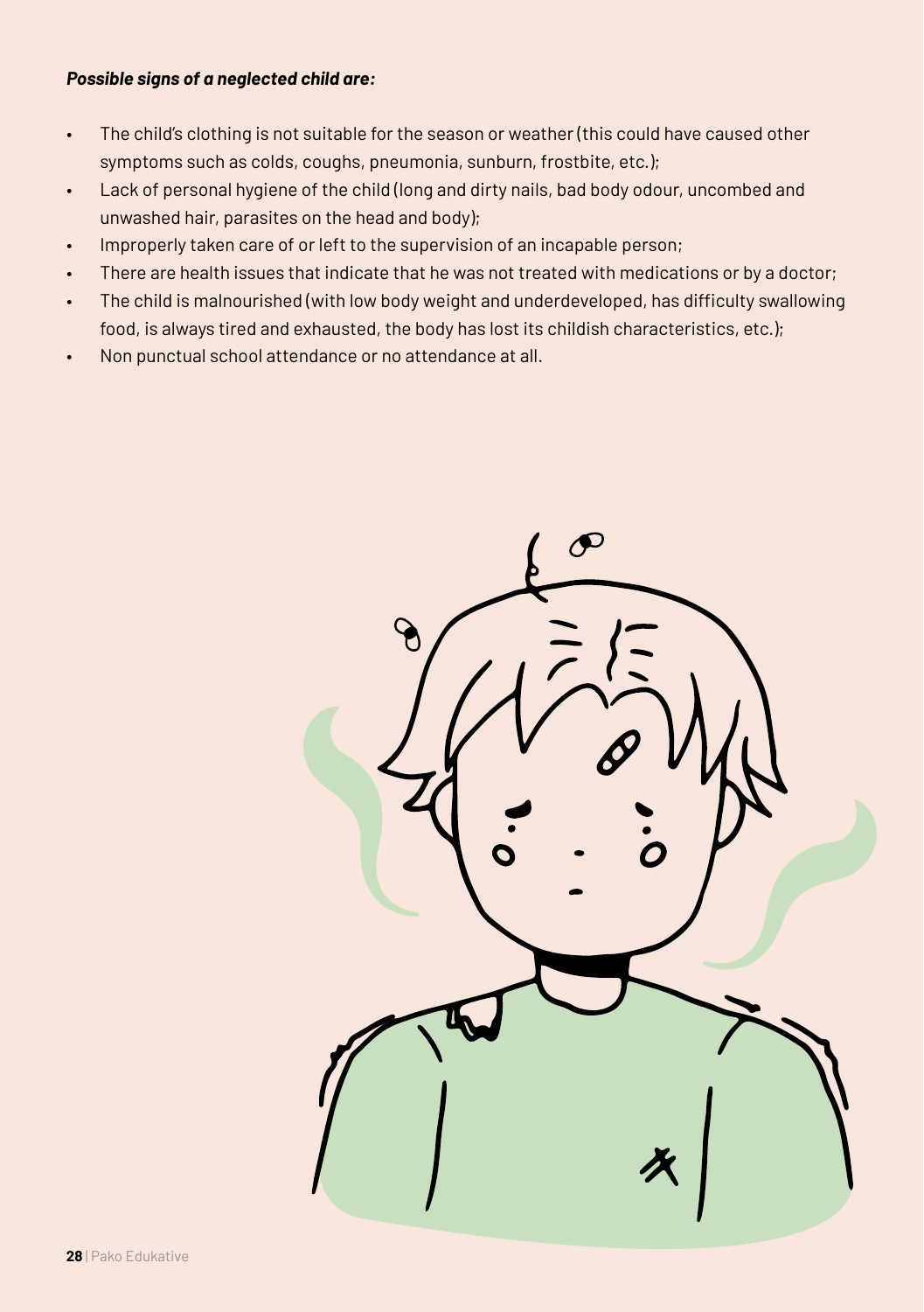***Possible signs of a neglected child are:***

- The child's clothing is not suitable for the season or weather (this could have caused other symptoms such as colds, coughs, pneumonia, sunburn, frostbite, etc.);
- Lack of personal hygiene of the child (long and dirty nails, bad body odour, uncombed and unwashed hair, parasites on the head and body);
- Improperly taken care of or left to the supervision of an incapable person;
- There are health issues that indicate that he was not treated with medications or by a doctor;
- The child is malnourished (with low body weight and underdeveloped, has difficulty swallowing food, is always tired and exhausted, the body has lost its childish characteristics, etc.);
- Non punctual school attendance or no attendance at all.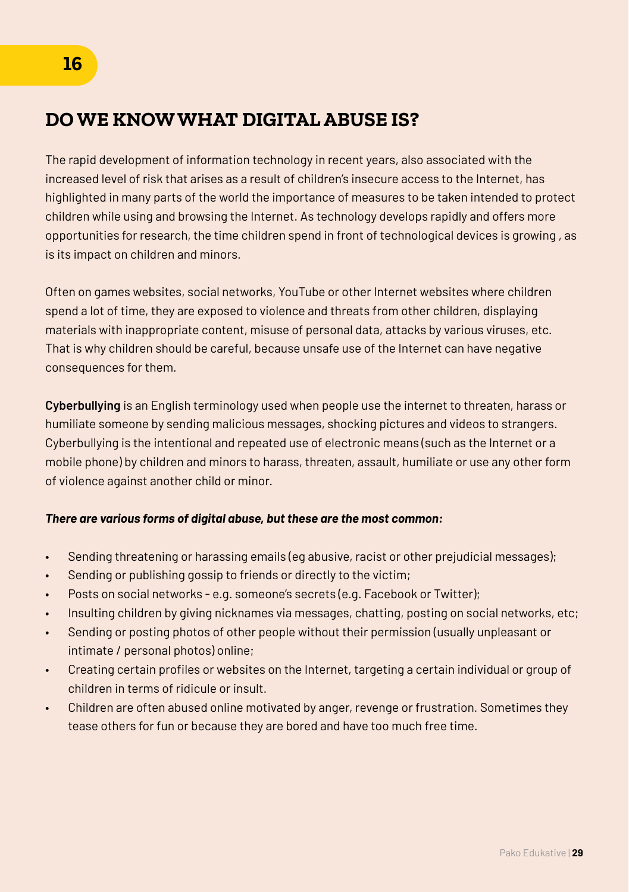16

# DO WE KNOW WHAT DIGITAL ABUSE IS?

The rapid development of information technology in recent years, also associated with the increased level of risk that arises as a result of children's insecure access to the Internet, has highlighted in many parts of the world the importance of measures to be taken intended to protect children while using and browsing the Internet. As technology develops rapidly and offers more opportunities for research, the time children spend in front of technological devices is growing , as is its impact on children and minors.

Often on games websites, social networks, YouTube or other Internet websites where children spend a lot of time, they are exposed to violence and threats from other children, displaying materials with inappropriate content, misuse of personal data, attacks by various viruses, etc. That is why children should be careful, because unsafe use of the Internet can have negative consequences for them.

**Cyberbullying** is an English terminology used when people use the internet to threaten, harass or humiliate someone by sending malicious messages, shocking pictures and videos to strangers. Cyberbullying is the intentional and repeated use of electronic means (such as the Internet or a mobile phone) by children and minors to harass, threaten, assault, humiliate or use any other form of violence against another child or minor.

***There are various forms of digital abuse, but these are the most common:***

- Sending threatening or harassing emails (eg abusive, racist or other prejudicial messages);
- Sending or publishing gossip to friends or directly to the victim;
- Posts on social networks - e.g. someone's secrets (e.g. Facebook or Twitter);
- Insulting children by giving nicknames via messages, chatting, posting on social networks, etc;
- Sending or posting photos of other people without their permission (usually unpleasant or intimate / personal photos) online;
- Creating certain profiles or websites on the Internet, targeting a certain individual or group of children in terms of ridicule or insult.
- Children are often abused online motivated by anger, revenge or frustration. Sometimes they tease others for fun or because they are bored and have too much free time.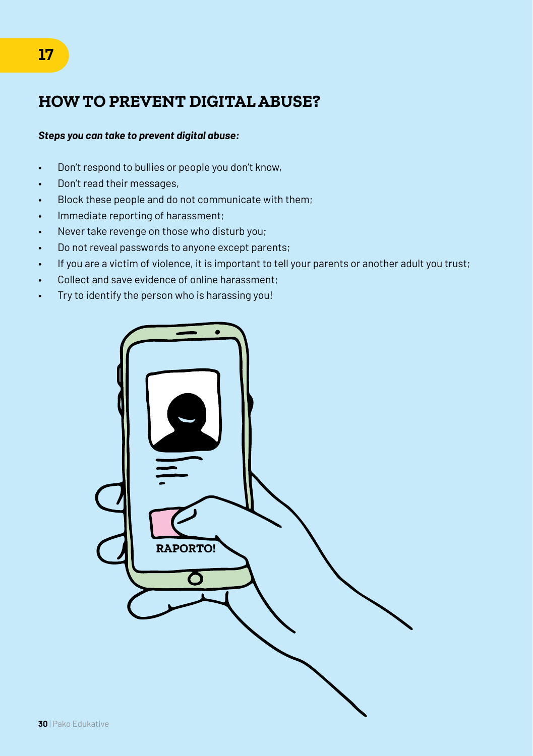17

## HOW TO PREVENT DIGITAL ABUSE?

***Steps you can take to prevent digital abuse:***

- Don't respond to bullies or people you don't know,
- Don't read their messages,
- Block these people and do not communicate with them;
- Immediate reporting of harassment;
- Never take revenge on those who disturb you;
- Do not reveal passwords to anyone except parents;
- If you are a victim of violence, it is important to tell your parents or another adult you trust;
- Collect and save evidence of online harassment;
- Try to identify the person who is harassing you!

RAPORTO!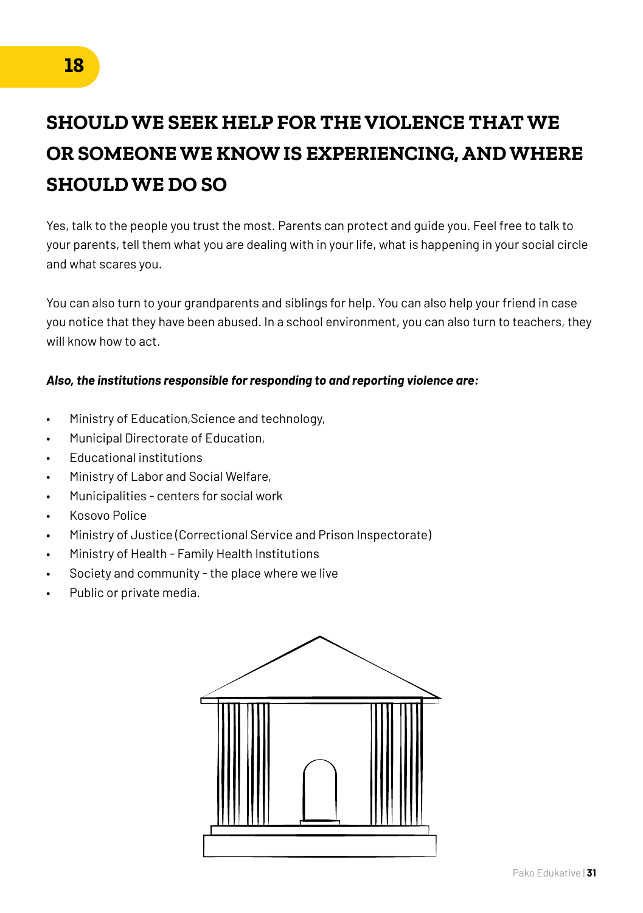18

# SHOULD WE SEEK HELP FOR THE VIOLENCE THAT WE OR SOMEONE WE KNOW IS EXPERIENCING, AND WHERE SHOULD WE DO SO

Yes, talk to the people you trust the most. Parents can protect and guide you. Feel free to talk to your parents, tell them what you are dealing with in your life, what is happening in your social circle and what scares you.

You can also turn to your grandparents and siblings for help. You can also help your friend in case you notice that they have been abused. In a school environment, you can also turn to teachers, they will know how to act.

***Also, the institutions responsible for responding to and reporting violence are:***

- Ministry of Education,Science and technology,
- Municipal Directorate of Education,
- Educational institutions
- Ministry of Labor and Social Welfare,
- Municipalities - centers for social work
- Kosovo Police
- Ministry of Justice (Correctional Service and Prison Inspectorate)
- Ministry of Health - Family Health Institutions
- Society and community - the place where we live
- Public or private media.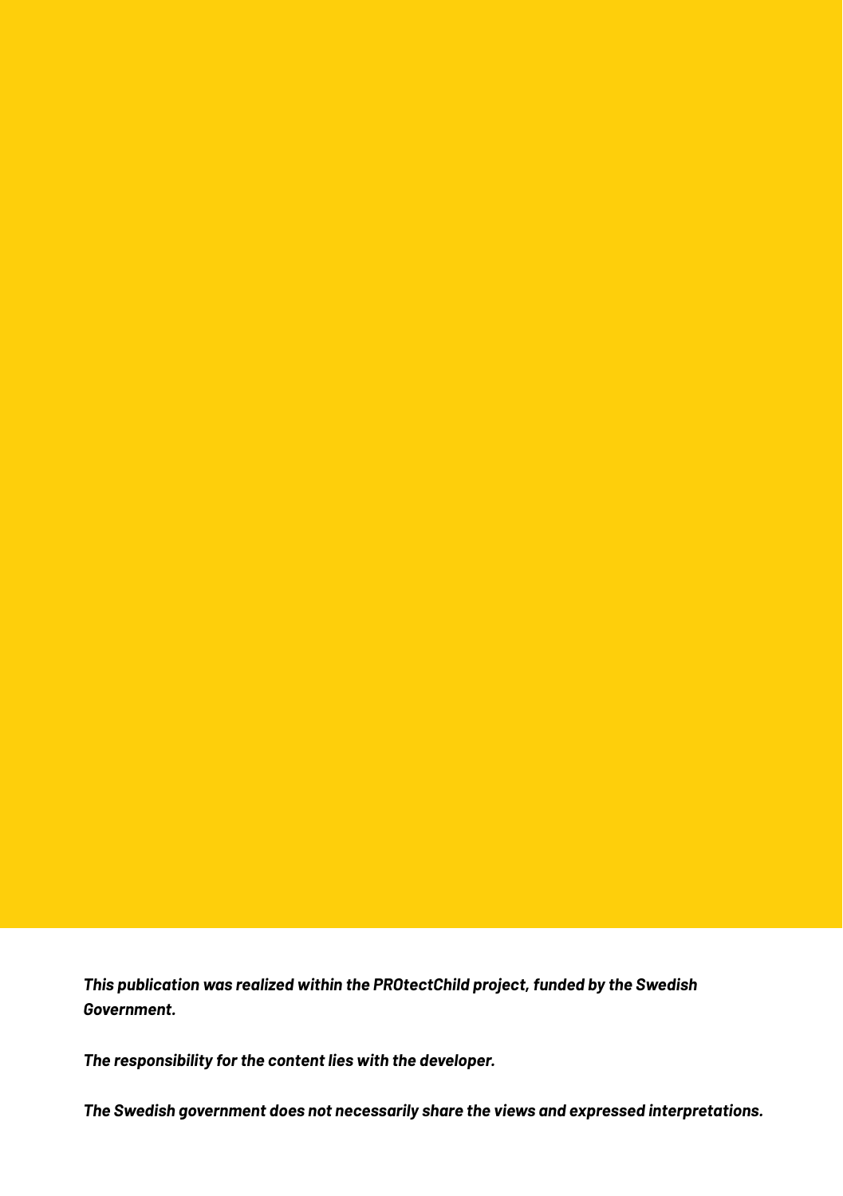***This publication was realized within the PROtectChild project, funded by the Swedish Government.***

***The responsibility for the content lies with the developer.***

***The Swedish government does not necessarily share the views and expressed interpretations.***